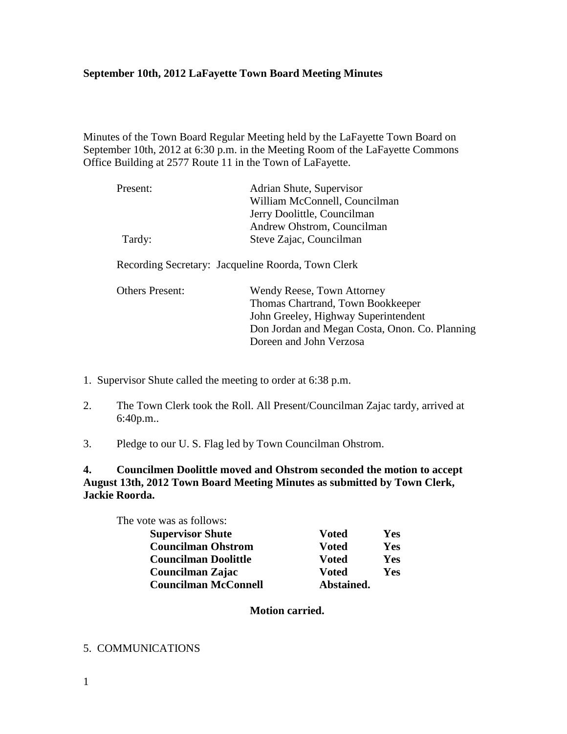**September 10th, 2012 LaFayette Town Board Meeting Minutes**

Minutes of the Town Board Regular Meeting held by the LaFayette Town Board on September 10th, 2012 at 6:30 p.m. in the Meeting Room of the LaFayette Commons Office Building at 2577 Route 11 in the Town of LaFayette.

| | |
|---|---|
| Present: | Adrian Shute, Supervisor |
| | William McConnell, Councilman |
| | Jerry Doolittle, Councilman |
| | Andrew Ohstrom, Councilman |
| Tardy: | Steve Zajac, Councilman |

Recording Secretary: Jacqueline Roorda, Town Clerk

| | |
|---|---|
| Others Present: | Wendy Reese, Town Attorney |
| | Thomas Chartrand, Town Bookkeeper |
| | John Greeley, Highway Superintendent |
| | Don Jordan and Megan Costa, Onon. Co. Planning |
| | Doreen and John Verzosa |

1. Supervisor Shute called the meeting to order at 6:38 p.m.

2. The Town Clerk took the Roll. All Present/Councilman Zajac tardy, arrived at 6:40p.m..

3. Pledge to our U. S. Flag led by Town Councilman Ohstrom.

**4. Councilmen Doolittle moved and Ohstrom seconded the motion to accept August 13th, 2012 Town Board Meeting Minutes as submitted by Town Clerk, Jackie Roorda.**

The vote was as follows:

| | | |
|---|---|---|
| **Supervisor Shute** | **Voted** | **Yes** |
| **Councilman Ohstrom** | **Voted** | **Yes** |
| **Councilman Doolittle** | **Voted** | **Yes** |
| **Councilman Zajac** | **Voted** | **Yes** |
| **Councilman McConnell** | **Abstained.** | |

**Motion carried.**

5. COMMUNICATIONS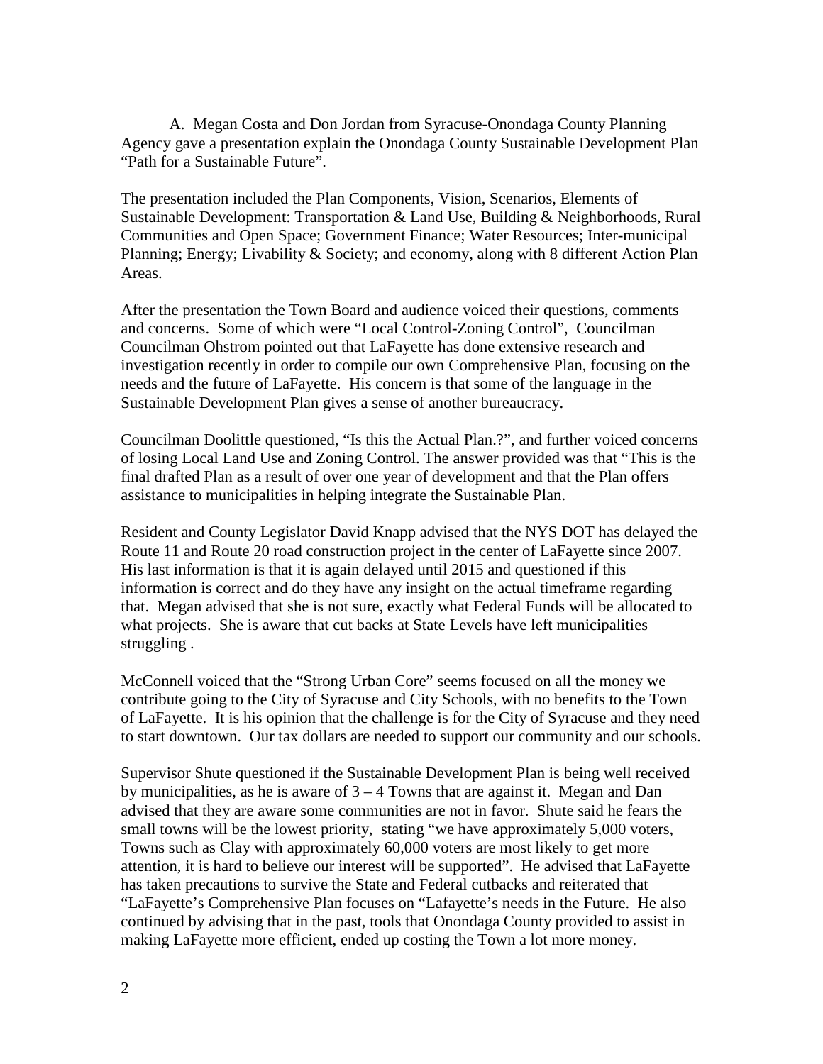A. Megan Costa and Don Jordan from Syracuse-Onondaga County Planning Agency gave a presentation explain the Onondaga County Sustainable Development Plan "Path for a Sustainable Future".

The presentation included the Plan Components, Vision, Scenarios, Elements of Sustainable Development: Transportation & Land Use, Building & Neighborhoods, Rural Communities and Open Space; Government Finance; Water Resources; Inter-municipal Planning; Energy; Livability & Society; and economy, along with 8 different Action Plan Areas.

After the presentation the Town Board and audience voiced their questions, comments and concerns. Some of which were "Local Control-Zoning Control", Councilman Councilman Ohstrom pointed out that LaFayette has done extensive research and investigation recently in order to compile our own Comprehensive Plan, focusing on the needs and the future of LaFayette. His concern is that some of the language in the Sustainable Development Plan gives a sense of another bureaucracy.

Councilman Doolittle questioned, "Is this the Actual Plan.?", and further voiced concerns of losing Local Land Use and Zoning Control. The answer provided was that "This is the final drafted Plan as a result of over one year of development and that the Plan offers assistance to municipalities in helping integrate the Sustainable Plan.

Resident and County Legislator David Knapp advised that the NYS DOT has delayed the Route 11 and Route 20 road construction project in the center of LaFayette since 2007. His last information is that it is again delayed until 2015 and questioned if this information is correct and do they have any insight on the actual timeframe regarding that. Megan advised that she is not sure, exactly what Federal Funds will be allocated to what projects. She is aware that cut backs at State Levels have left municipalities struggling .

McConnell voiced that the "Strong Urban Core" seems focused on all the money we contribute going to the City of Syracuse and City Schools, with no benefits to the Town of LaFayette. It is his opinion that the challenge is for the City of Syracuse and they need to start downtown. Our tax dollars are needed to support our community and our schools.

Supervisor Shute questioned if the Sustainable Development Plan is being well received by municipalities, as he is aware of 3 – 4 Towns that are against it. Megan and Dan advised that they are aware some communities are not in favor. Shute said he fears the small towns will be the lowest priority, stating "we have approximately 5,000 voters, Towns such as Clay with approximately 60,000 voters are most likely to get more attention, it is hard to believe our interest will be supported". He advised that LaFayette has taken precautions to survive the State and Federal cutbacks and reiterated that "LaFayette's Comprehensive Plan focuses on "Lafayette's needs in the Future. He also continued by advising that in the past, tools that Onondaga County provided to assist in making LaFayette more efficient, ended up costing the Town a lot more money.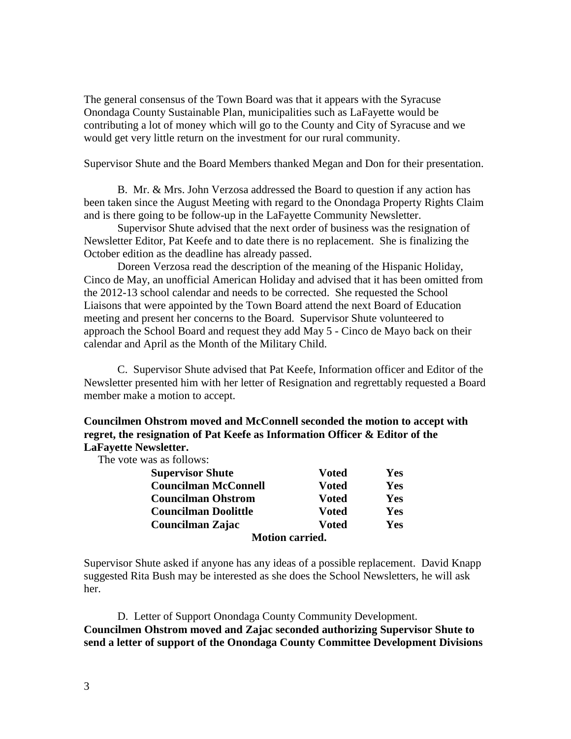The general consensus of the Town Board was that it appears with the Syracuse Onondaga County Sustainable Plan, municipalities such as LaFayette would be contributing a lot of money which will go to the County and City of Syracuse and we would get very little return on the investment for our rural community.

Supervisor Shute and the Board Members thanked Megan and Don for their presentation.

B. Mr. & Mrs. John Verzosa addressed the Board to question if any action has been taken since the August Meeting with regard to the Onondaga Property Rights Claim and is there going to be follow-up in the LaFayette Community Newsletter.

Supervisor Shute advised that the next order of business was the resignation of Newsletter Editor, Pat Keefe and to date there is no replacement. She is finalizing the October edition as the deadline has already passed.

Doreen Verzosa read the description of the meaning of the Hispanic Holiday, Cinco de May, an unofficial American Holiday and advised that it has been omitted from the 2012-13 school calendar and needs to be corrected. She requested the School Liaisons that were appointed by the Town Board attend the next Board of Education meeting and present her concerns to the Board. Supervisor Shute volunteered to approach the School Board and request they add May 5 - Cinco de Mayo back on their calendar and April as the Month of the Military Child.

C. Supervisor Shute advised that Pat Keefe, Information officer and Editor of the Newsletter presented him with her letter of Resignation and regrettably requested a Board member make a motion to accept.

**Councilmen Ohstrom moved and McConnell seconded the motion to accept with regret, the resignation of Pat Keefe as Information Officer & Editor of the LaFayette Newsletter.**

The vote was as follows:

| | | |
|---|---|---|
| **Supervisor Shute** | **Voted** | **Yes** |
| **Councilman McConnell** | **Voted** | **Yes** |
| **Councilman Ohstrom** | **Voted** | **Yes** |
| **Councilman Doolittle** | **Voted** | **Yes** |
| **Councilman Zajac** | **Voted** | **Yes** |

**Motion carried.**

Supervisor Shute asked if anyone has any ideas of a possible replacement. David Knapp suggested Rita Bush may be interested as she does the School Newsletters, he will ask her.

D. Letter of Support Onondaga County Community Development.

**Councilmen Ohstrom moved and Zajac seconded authorizing Supervisor Shute to send a letter of support of the Onondaga County Committee Development Divisions**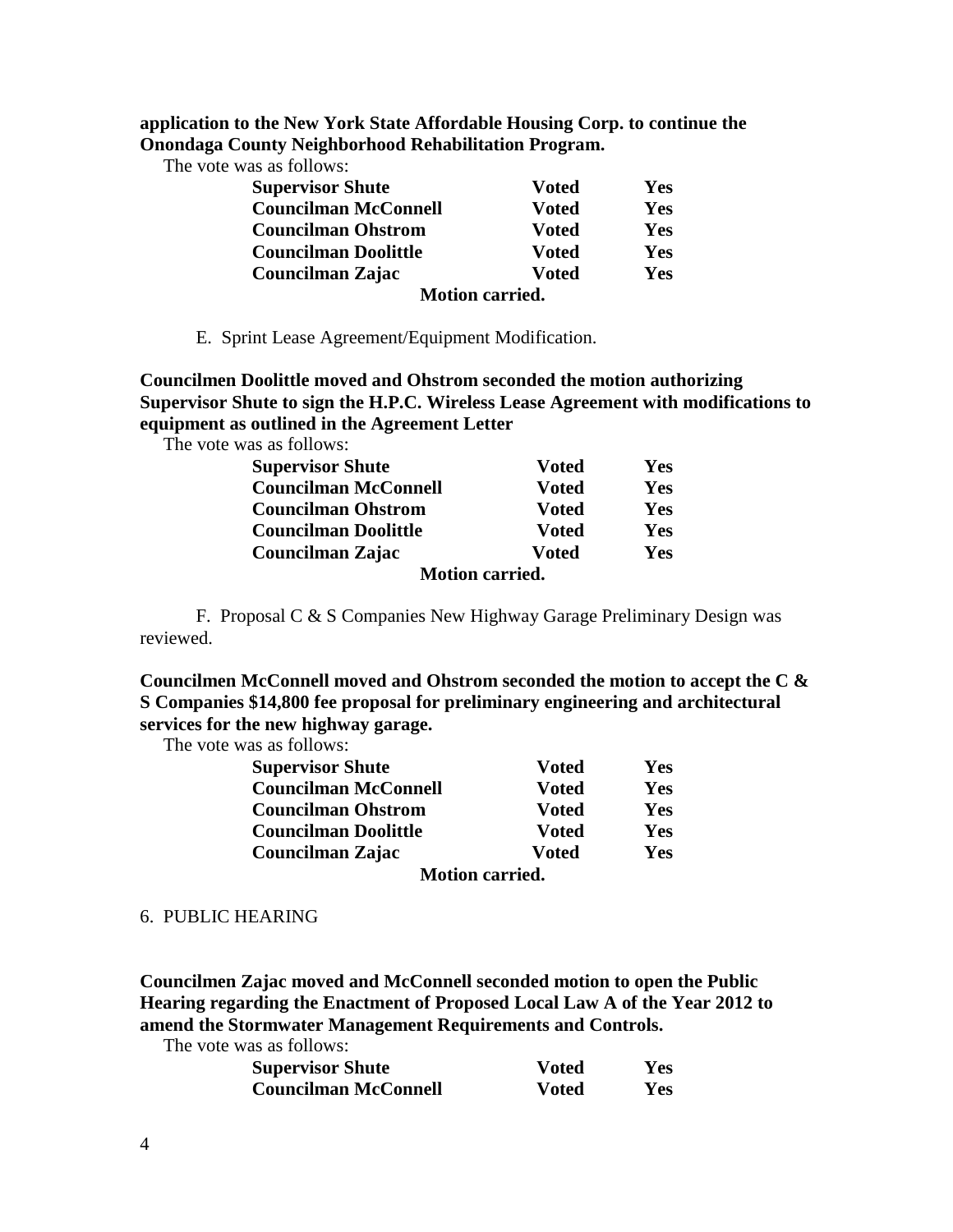**application to the New York State Affordable Housing Corp. to continue the Onondaga County Neighborhood Rehabilitation Program.**

The vote was as follows:

| | | |
|---|---|---|
| **Supervisor Shute** | **Voted** | **Yes** |
| **Councilman McConnell** | **Voted** | **Yes** |
| **Councilman Ohstrom** | **Voted** | **Yes** |
| **Councilman Doolittle** | **Voted** | **Yes** |
| **Councilman Zajac** | **Voted** | **Yes** |

**Motion carried.**

E. Sprint Lease Agreement/Equipment Modification.

**Councilmen Doolittle moved and Ohstrom seconded the motion authorizing Supervisor Shute to sign the H.P.C. Wireless Lease Agreement with modifications to equipment as outlined in the Agreement Letter**

The vote was as follows:

| | | |
|---|---|---|
| **Supervisor Shute** | **Voted** | **Yes** |
| **Councilman McConnell** | **Voted** | **Yes** |
| **Councilman Ohstrom** | **Voted** | **Yes** |
| **Councilman Doolittle** | **Voted** | **Yes** |
| **Councilman Zajac** | **Voted** | **Yes** |

**Motion carried.**

F. Proposal C & S Companies New Highway Garage Preliminary Design was reviewed.

**Councilmen McConnell moved and Ohstrom seconded the motion to accept the C & S Companies $14,800 fee proposal for preliminary engineering and architectural services for the new highway garage.**

The vote was as follows:

| | | |
|---|---|---|
| **Supervisor Shute** | **Voted** | **Yes** |
| **Councilman McConnell** | **Voted** | **Yes** |
| **Councilman Ohstrom** | **Voted** | **Yes** |
| **Councilman Doolittle** | **Voted** | **Yes** |
| **Councilman Zajac** | **Voted** | **Yes** |

**Motion carried.**

6. PUBLIC HEARING

**Councilmen Zajac moved and McConnell seconded motion to open the Public Hearing regarding the Enactment of Proposed Local Law A of the Year 2012 to amend the Stormwater Management Requirements and Controls.**

The vote was as follows:

| | | |
|---|---|---|
| **Supervisor Shute** | **Voted** | **Yes** |
| **Councilman McConnell** | **Voted** | **Yes** |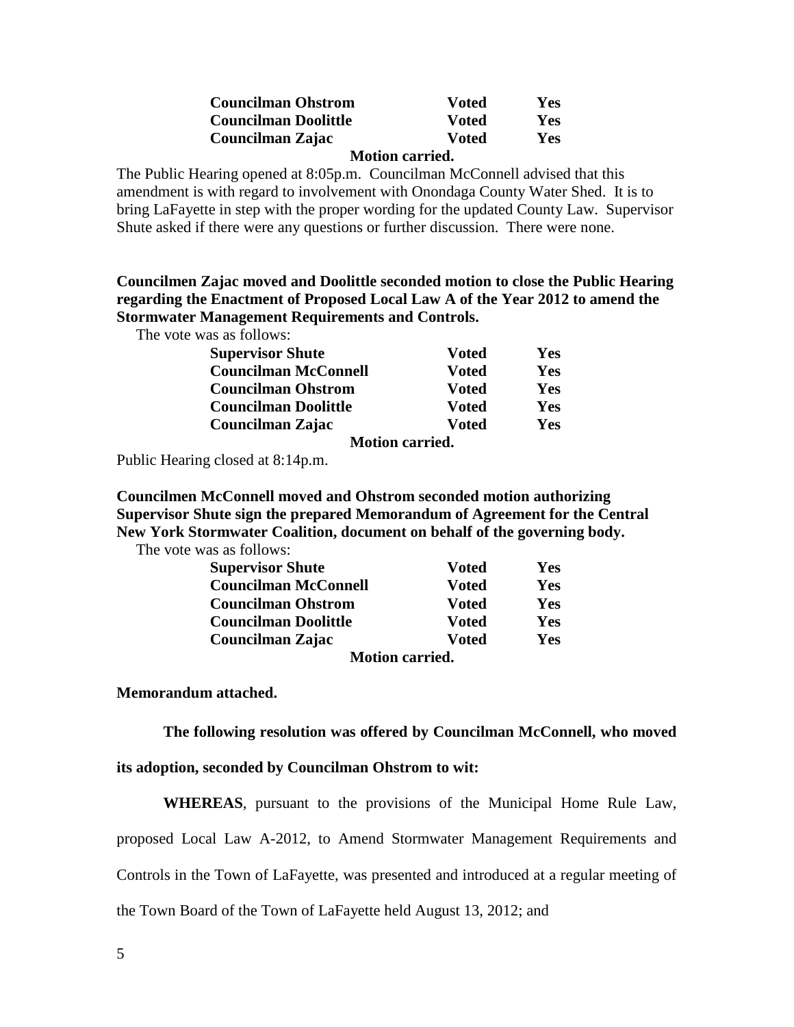| | | |
|---|---|---|
| **Councilman Ohstrom** | **Voted** | **Yes** |
| **Councilman Doolittle** | **Voted** | **Yes** |
| **Councilman Zajac** | **Voted** | **Yes** |

**Motion carried.**

The Public Hearing opened at 8:05p.m. Councilman McConnell advised that this amendment is with regard to involvement with Onondaga County Water Shed. It is to bring LaFayette in step with the proper wording for the updated County Law. Supervisor Shute asked if there were any questions or further discussion. There were none.

**Councilmen Zajac moved and Doolittle seconded motion to close the Public Hearing regarding the Enactment of Proposed Local Law A of the Year 2012 to amend the Stormwater Management Requirements and Controls.**

The vote was as follows:

| | | |
|---|---|---|
| **Supervisor Shute** | **Voted** | **Yes** |
| **Councilman McConnell** | **Voted** | **Yes** |
| **Councilman Ohstrom** | **Voted** | **Yes** |
| **Councilman Doolittle** | **Voted** | **Yes** |
| **Councilman Zajac** | **Voted** | **Yes** |

**Motion carried.**

Public Hearing closed at 8:14p.m.

**Councilmen McConnell moved and Ohstrom seconded motion authorizing Supervisor Shute sign the prepared Memorandum of Agreement for the Central New York Stormwater Coalition, document on behalf of the governing body.**

The vote was as follows:

| | | |
|---|---|---|
| **Supervisor Shute** | **Voted** | **Yes** |
| **Councilman McConnell** | **Voted** | **Yes** |
| **Councilman Ohstrom** | **Voted** | **Yes** |
| **Councilman Doolittle** | **Voted** | **Yes** |
| **Councilman Zajac** | **Voted** | **Yes** |

**Motion carried.**

**Memorandum attached.**

**The following resolution was offered by Councilman McConnell, who moved its adoption, seconded by Councilman Ohstrom to wit:**

**WHEREAS**, pursuant to the provisions of the Municipal Home Rule Law, proposed Local Law A-2012, to Amend Stormwater Management Requirements and Controls in the Town of LaFayette, was presented and introduced at a regular meeting of the Town Board of the Town of LaFayette held August 13, 2012; and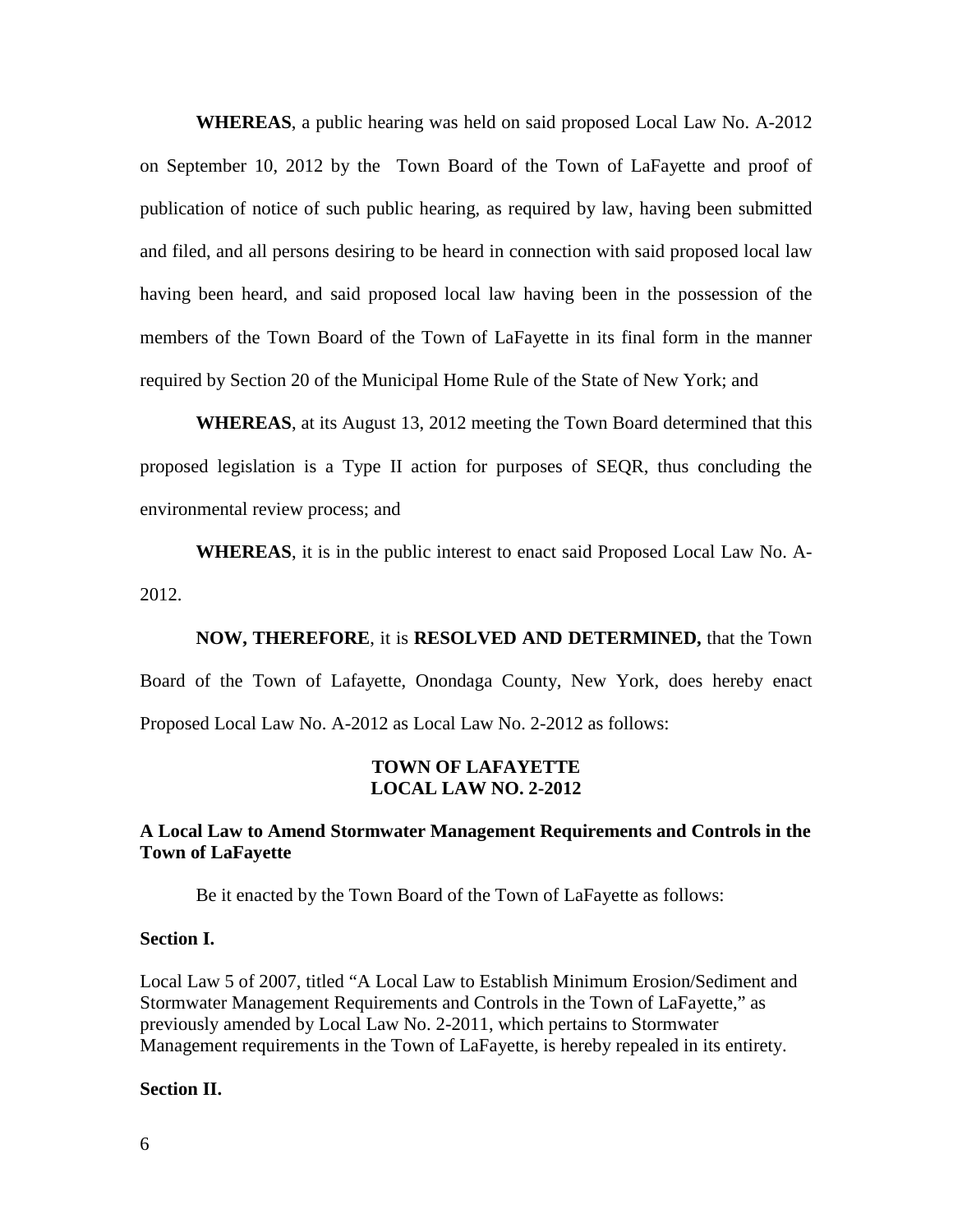**WHEREAS**, a public hearing was held on said proposed Local Law No. A-2012 on September 10, 2012 by the Town Board of the Town of LaFayette and proof of publication of notice of such public hearing, as required by law, having been submitted and filed, and all persons desiring to be heard in connection with said proposed local law having been heard, and said proposed local law having been in the possession of the members of the Town Board of the Town of LaFayette in its final form in the manner required by Section 20 of the Municipal Home Rule of the State of New York; and

**WHEREAS**, at its August 13, 2012 meeting the Town Board determined that this proposed legislation is a Type II action for purposes of SEQR, thus concluding the environmental review process; and

**WHEREAS**, it is in the public interest to enact said Proposed Local Law No. A-2012.

**NOW, THEREFORE**, it is **RESOLVED AND DETERMINED,** that the Town Board of the Town of Lafayette, Onondaga County, New York, does hereby enact Proposed Local Law No. A-2012 as Local Law No. 2-2012 as follows:

**TOWN OF LAFAYETTE**
**LOCAL LAW NO. 2-2012**

**A Local Law to Amend Stormwater Management Requirements and Controls in the Town of LaFayette**

Be it enacted by the Town Board of the Town of LaFayette as follows:

**Section I.**

Local Law 5 of 2007, titled "A Local Law to Establish Minimum Erosion/Sediment and Stormwater Management Requirements and Controls in the Town of LaFayette," as previously amended by Local Law No. 2-2011, which pertains to Stormwater Management requirements in the Town of LaFayette, is hereby repealed in its entirety.

**Section II.**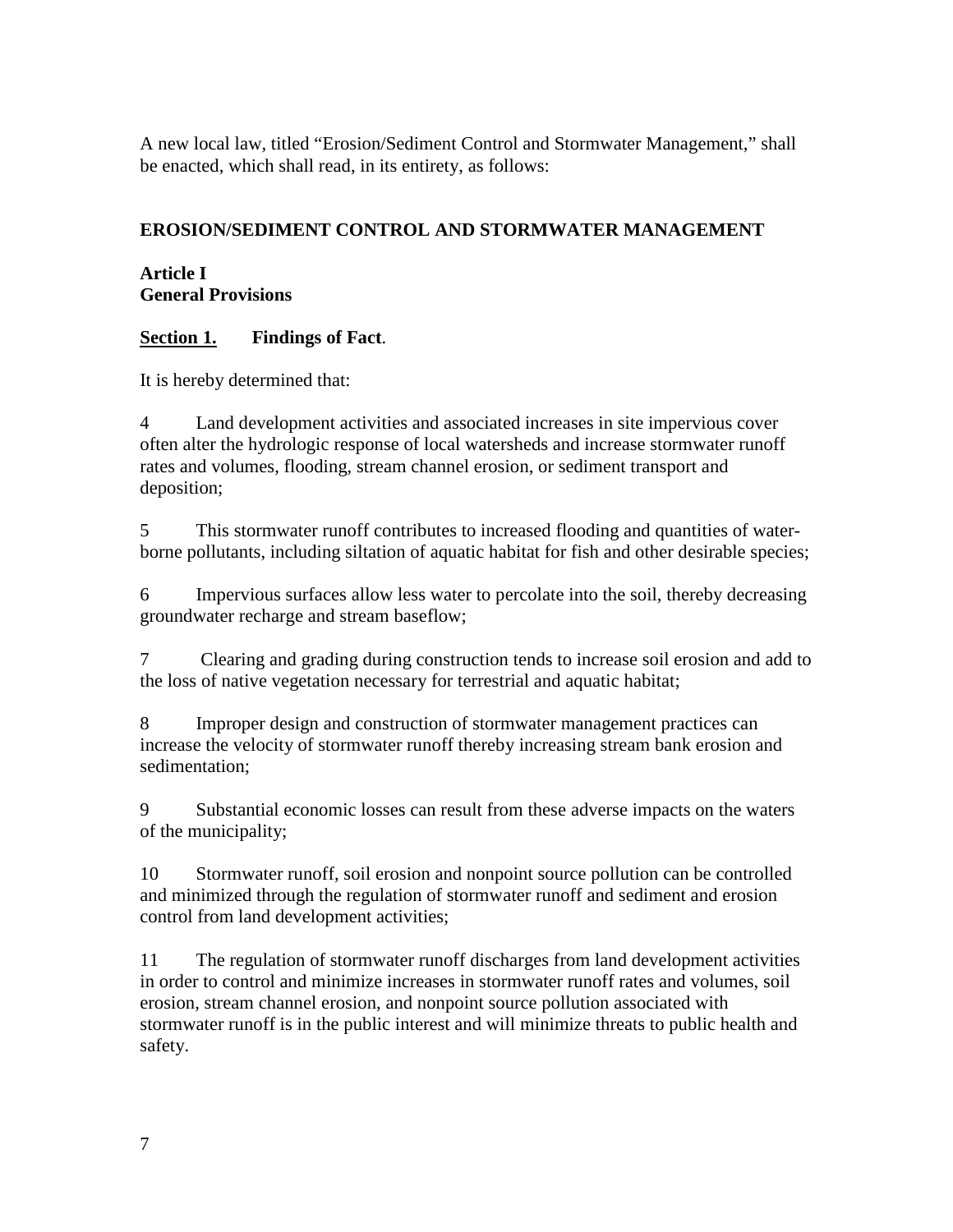A new local law, titled "Erosion/Sediment Control and Stormwater Management," shall be enacted, which shall read, in its entirety, as follows:

**EROSION/SEDIMENT CONTROL AND STORMWATER MANAGEMENT**

**Article I**
**General Provisions**

**Section 1. Findings of Fact**.

It is hereby determined that:

4 Land development activities and associated increases in site impervious cover often alter the hydrologic response of local watersheds and increase stormwater runoff rates and volumes, flooding, stream channel erosion, or sediment transport and deposition;

5 This stormwater runoff contributes to increased flooding and quantities of water-borne pollutants, including siltation of aquatic habitat for fish and other desirable species;

6 Impervious surfaces allow less water to percolate into the soil, thereby decreasing groundwater recharge and stream baseflow;

7 Clearing and grading during construction tends to increase soil erosion and add to the loss of native vegetation necessary for terrestrial and aquatic habitat;

8 Improper design and construction of stormwater management practices can increase the velocity of stormwater runoff thereby increasing stream bank erosion and sedimentation;

9 Substantial economic losses can result from these adverse impacts on the waters of the municipality;

10 Stormwater runoff, soil erosion and nonpoint source pollution can be controlled and minimized through the regulation of stormwater runoff and sediment and erosion control from land development activities;

11 The regulation of stormwater runoff discharges from land development activities in order to control and minimize increases in stormwater runoff rates and volumes, soil erosion, stream channel erosion, and nonpoint source pollution associated with stormwater runoff is in the public interest and will minimize threats to public health and safety.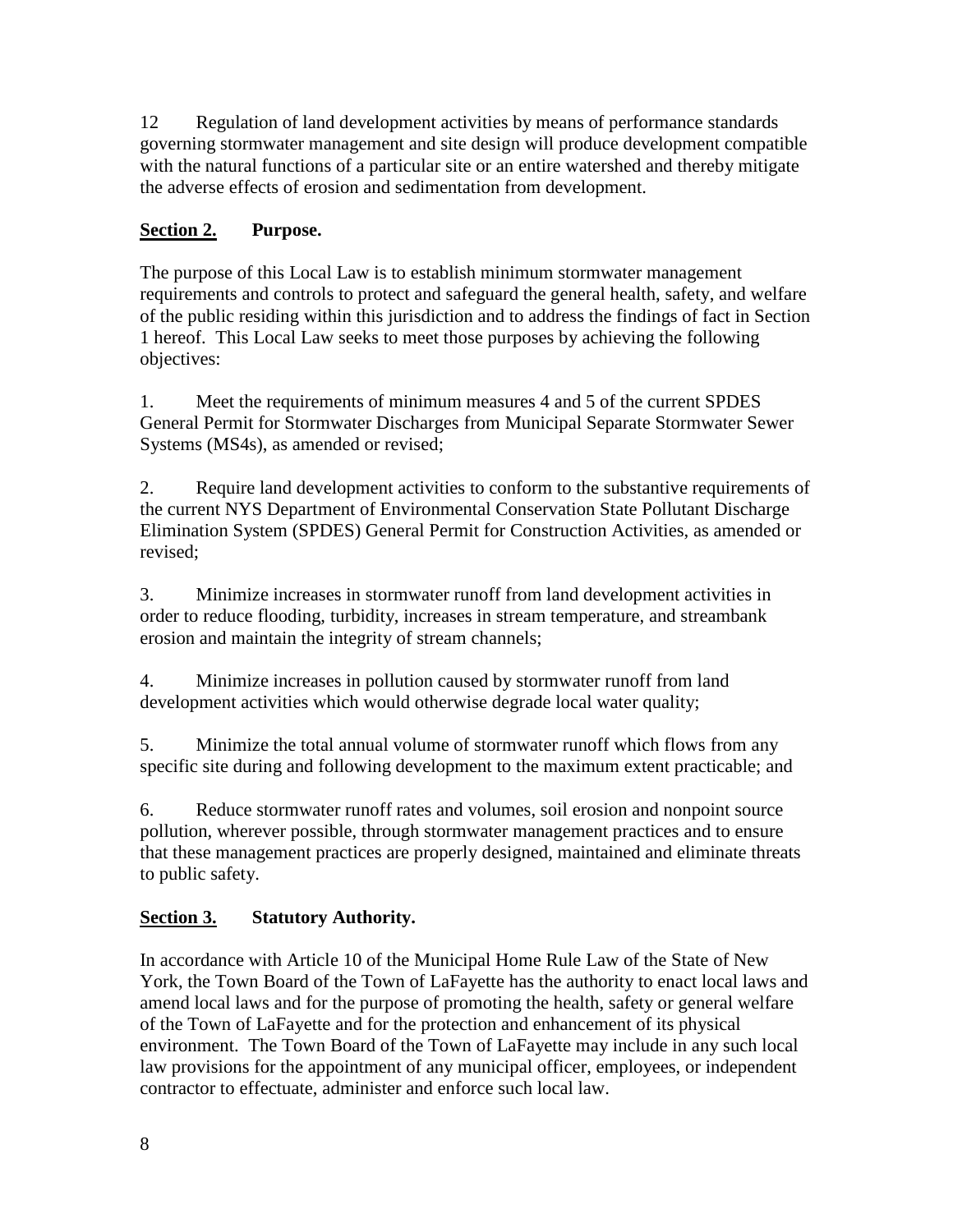12 Regulation of land development activities by means of performance standards governing stormwater management and site design will produce development compatible with the natural functions of a particular site or an entire watershed and thereby mitigate the adverse effects of erosion and sedimentation from development.

## **Section 2.** Purpose.

The purpose of this Local Law is to establish minimum stormwater management requirements and controls to protect and safeguard the general health, safety, and welfare of the public residing within this jurisdiction and to address the findings of fact in Section 1 hereof. This Local Law seeks to meet those purposes by achieving the following objectives:

1. Meet the requirements of minimum measures 4 and 5 of the current SPDES General Permit for Stormwater Discharges from Municipal Separate Stormwater Sewer Systems (MS4s), as amended or revised;

2. Require land development activities to conform to the substantive requirements of the current NYS Department of Environmental Conservation State Pollutant Discharge Elimination System (SPDES) General Permit for Construction Activities, as amended or revised;

3. Minimize increases in stormwater runoff from land development activities in order to reduce flooding, turbidity, increases in stream temperature, and streambank erosion and maintain the integrity of stream channels;

4. Minimize increases in pollution caused by stormwater runoff from land development activities which would otherwise degrade local water quality;

5. Minimize the total annual volume of stormwater runoff which flows from any specific site during and following development to the maximum extent practicable; and

6. Reduce stormwater runoff rates and volumes, soil erosion and nonpoint source pollution, wherever possible, through stormwater management practices and to ensure that these management practices are properly designed, maintained and eliminate threats to public safety.

## **Section 3.** Statutory Authority.

In accordance with Article 10 of the Municipal Home Rule Law of the State of New York, the Town Board of the Town of LaFayette has the authority to enact local laws and amend local laws and for the purpose of promoting the health, safety or general welfare of the Town of LaFayette and for the protection and enhancement of its physical environment. The Town Board of the Town of LaFayette may include in any such local law provisions for the appointment of any municipal officer, employees, or independent contractor to effectuate, administer and enforce such local law.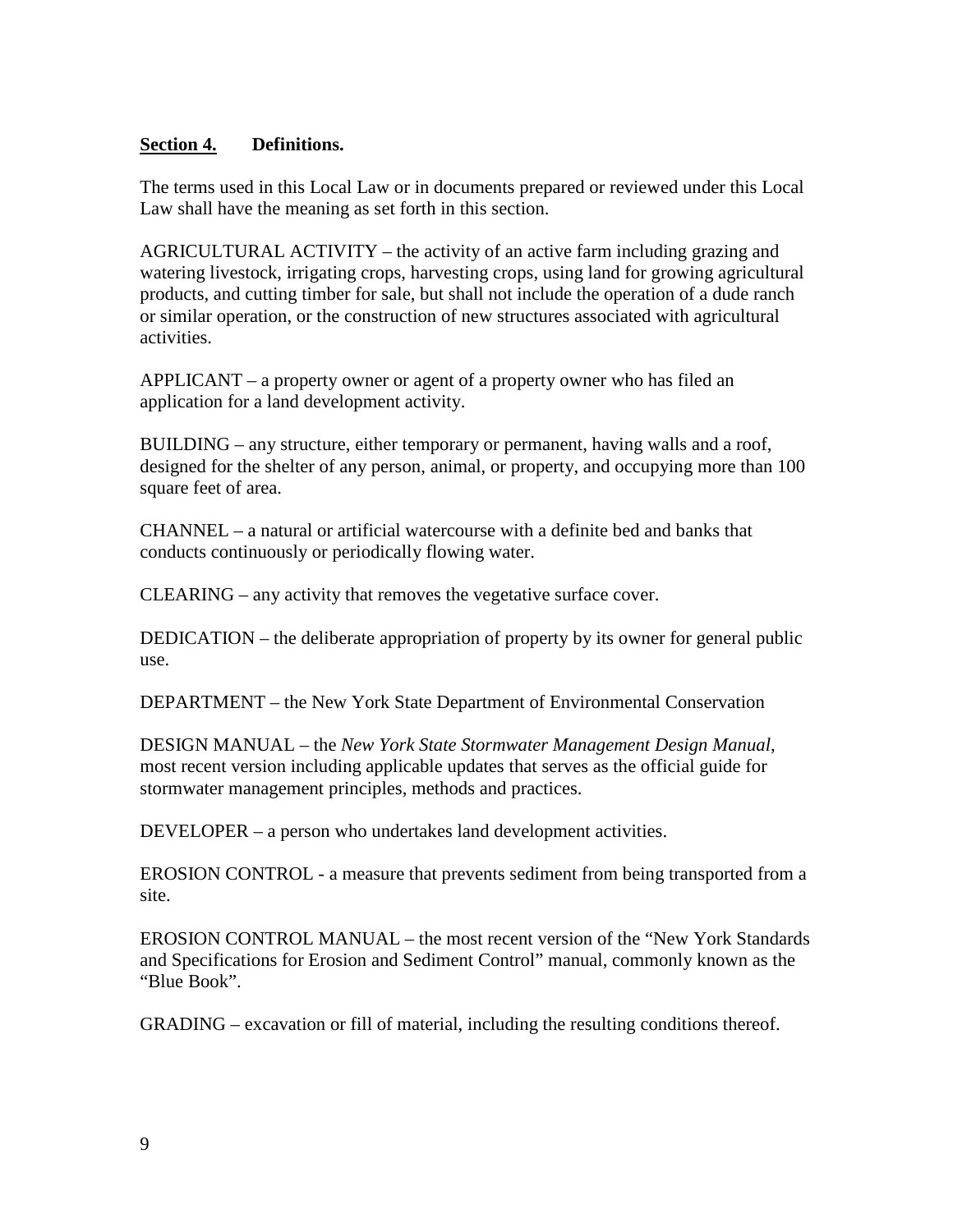## Section 4. Definitions.

The terms used in this Local Law or in documents prepared or reviewed under this Local Law shall have the meaning as set forth in this section.

AGRICULTURAL ACTIVITY – the activity of an active farm including grazing and watering livestock, irrigating crops, harvesting crops, using land for growing agricultural products, and cutting timber for sale, but shall not include the operation of a dude ranch or similar operation, or the construction of new structures associated with agricultural activities.

APPLICANT – a property owner or agent of a property owner who has filed an application for a land development activity.

BUILDING – any structure, either temporary or permanent, having walls and a roof, designed for the shelter of any person, animal, or property, and occupying more than 100 square feet of area.

CHANNEL – a natural or artificial watercourse with a definite bed and banks that conducts continuously or periodically flowing water.

CLEARING – any activity that removes the vegetative surface cover.

DEDICATION – the deliberate appropriation of property by its owner for general public use.

DEPARTMENT – the New York State Department of Environmental Conservation

DESIGN MANUAL – the *New York State Stormwater Management Design Manual*, most recent version including applicable updates that serves as the official guide for stormwater management principles, methods and practices.

DEVELOPER – a person who undertakes land development activities.

EROSION CONTROL - a measure that prevents sediment from being transported from a site.

EROSION CONTROL MANUAL – the most recent version of the "New York Standards and Specifications for Erosion and Sediment Control" manual, commonly known as the "Blue Book".

GRADING – excavation or fill of material, including the resulting conditions thereof.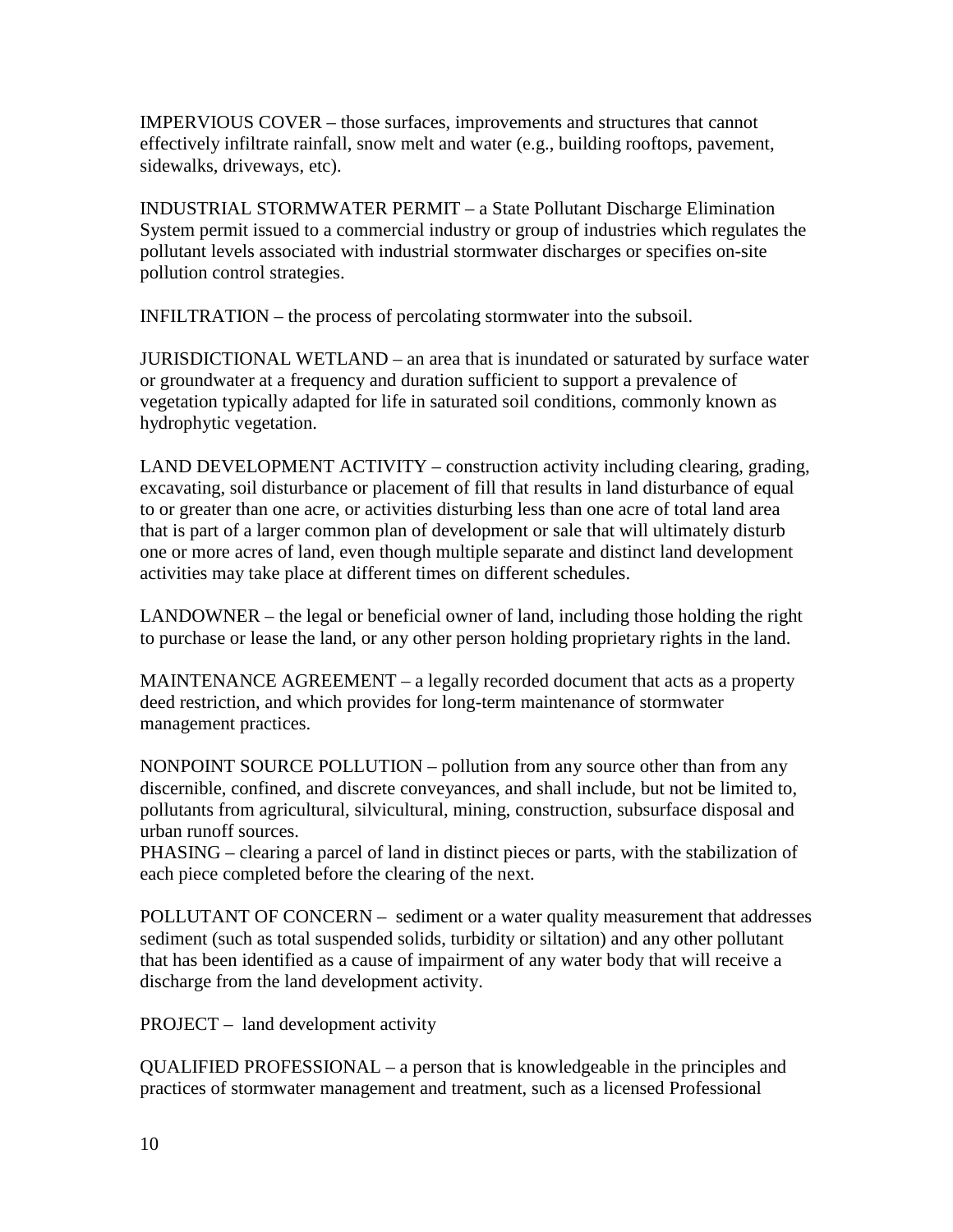IMPERVIOUS COVER – those surfaces, improvements and structures that cannot effectively infiltrate rainfall, snow melt and water (e.g., building rooftops, pavement, sidewalks, driveways, etc).

INDUSTRIAL STORMWATER PERMIT – a State Pollutant Discharge Elimination System permit issued to a commercial industry or group of industries which regulates the pollutant levels associated with industrial stormwater discharges or specifies on-site pollution control strategies.

INFILTRATION – the process of percolating stormwater into the subsoil.

JURISDICTIONAL WETLAND – an area that is inundated or saturated by surface water or groundwater at a frequency and duration sufficient to support a prevalence of vegetation typically adapted for life in saturated soil conditions, commonly known as hydrophytic vegetation.

LAND DEVELOPMENT ACTIVITY – construction activity including clearing, grading, excavating, soil disturbance or placement of fill that results in land disturbance of equal to or greater than one acre, or activities disturbing less than one acre of total land area that is part of a larger common plan of development or sale that will ultimately disturb one or more acres of land, even though multiple separate and distinct land development activities may take place at different times on different schedules.

LANDOWNER – the legal or beneficial owner of land, including those holding the right to purchase or lease the land, or any other person holding proprietary rights in the land.

MAINTENANCE AGREEMENT – a legally recorded document that acts as a property deed restriction, and which provides for long-term maintenance of stormwater management practices.

NONPOINT SOURCE POLLUTION – pollution from any source other than from any discernible, confined, and discrete conveyances, and shall include, but not be limited to, pollutants from agricultural, silvicultural, mining, construction, subsurface disposal and urban runoff sources.

PHASING – clearing a parcel of land in distinct pieces or parts, with the stabilization of each piece completed before the clearing of the next.

POLLUTANT OF CONCERN – sediment or a water quality measurement that addresses sediment (such as total suspended solids, turbidity or siltation) and any other pollutant that has been identified as a cause of impairment of any water body that will receive a discharge from the land development activity.

PROJECT – land development activity

QUALIFIED PROFESSIONAL – a person that is knowledgeable in the principles and practices of stormwater management and treatment, such as a licensed Professional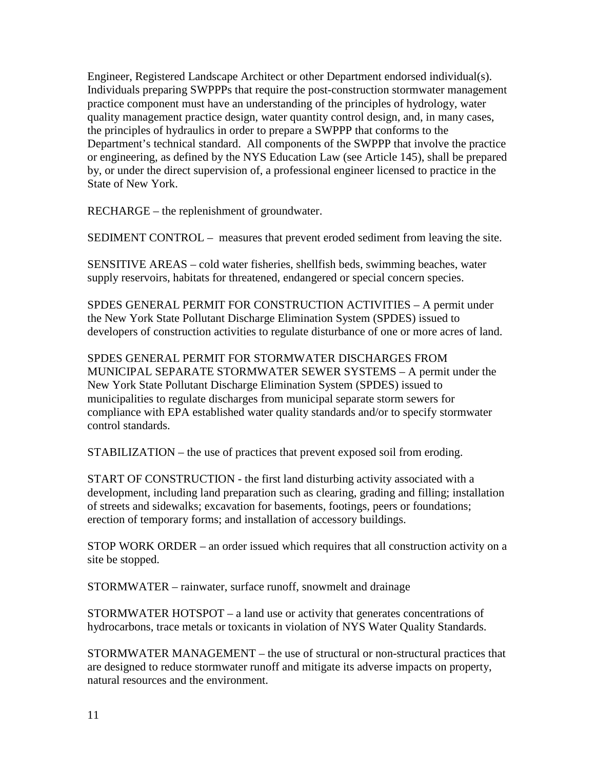Engineer, Registered Landscape Architect or other Department endorsed individual(s). Individuals preparing SWPPPs that require the post-construction stormwater management practice component must have an understanding of the principles of hydrology, water quality management practice design, water quantity control design, and, in many cases, the principles of hydraulics in order to prepare a SWPPP that conforms to the Department's technical standard. All components of the SWPPP that involve the practice or engineering, as defined by the NYS Education Law (see Article 145), shall be prepared by, or under the direct supervision of, a professional engineer licensed to practice in the State of New York.

RECHARGE – the replenishment of groundwater.

SEDIMENT CONTROL – measures that prevent eroded sediment from leaving the site.

SENSITIVE AREAS – cold water fisheries, shellfish beds, swimming beaches, water supply reservoirs, habitats for threatened, endangered or special concern species.

SPDES GENERAL PERMIT FOR CONSTRUCTION ACTIVITIES – A permit under the New York State Pollutant Discharge Elimination System (SPDES) issued to developers of construction activities to regulate disturbance of one or more acres of land.

SPDES GENERAL PERMIT FOR STORMWATER DISCHARGES FROM MUNICIPAL SEPARATE STORMWATER SEWER SYSTEMS – A permit under the New York State Pollutant Discharge Elimination System (SPDES) issued to municipalities to regulate discharges from municipal separate storm sewers for compliance with EPA established water quality standards and/or to specify stormwater control standards.

STABILIZATION – the use of practices that prevent exposed soil from eroding.

START OF CONSTRUCTION - the first land disturbing activity associated with a development, including land preparation such as clearing, grading and filling; installation of streets and sidewalks; excavation for basements, footings, peers or foundations; erection of temporary forms; and installation of accessory buildings.

STOP WORK ORDER – an order issued which requires that all construction activity on a site be stopped.

STORMWATER – rainwater, surface runoff, snowmelt and drainage

STORMWATER HOTSPOT – a land use or activity that generates concentrations of hydrocarbons, trace metals or toxicants in violation of NYS Water Quality Standards.

STORMWATER MANAGEMENT – the use of structural or non-structural practices that are designed to reduce stormwater runoff and mitigate its adverse impacts on property, natural resources and the environment.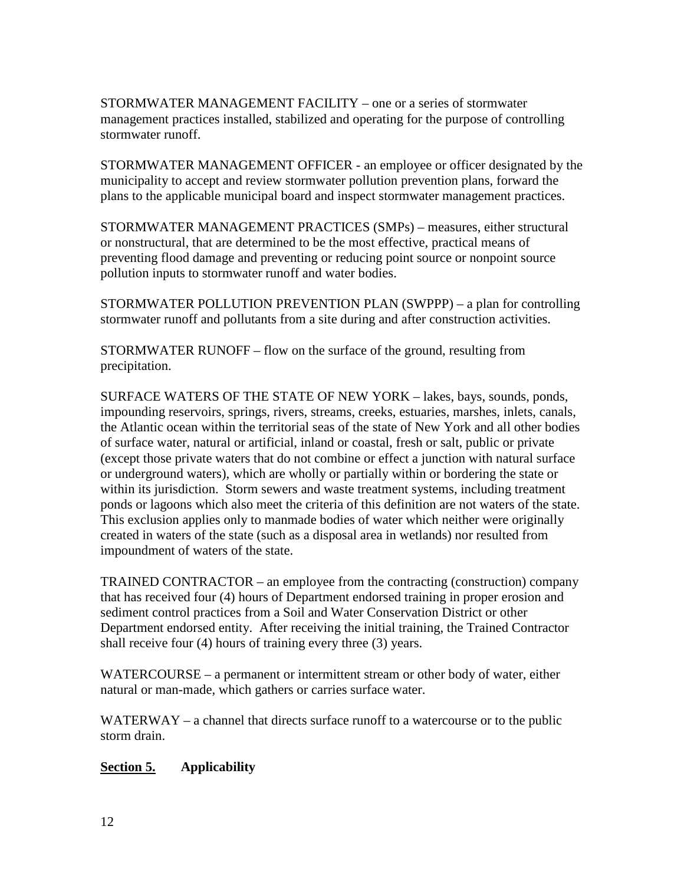STORMWATER MANAGEMENT FACILITY – one or a series of stormwater management practices installed, stabilized and operating for the purpose of controlling stormwater runoff.

STORMWATER MANAGEMENT OFFICER - an employee or officer designated by the municipality to accept and review stormwater pollution prevention plans, forward the plans to the applicable municipal board and inspect stormwater management practices.

STORMWATER MANAGEMENT PRACTICES (SMPs) – measures, either structural or nonstructural, that are determined to be the most effective, practical means of preventing flood damage and preventing or reducing point source or nonpoint source pollution inputs to stormwater runoff and water bodies.

STORMWATER POLLUTION PREVENTION PLAN (SWPPP) – a plan for controlling stormwater runoff and pollutants from a site during and after construction activities.

STORMWATER RUNOFF – flow on the surface of the ground, resulting from precipitation.

SURFACE WATERS OF THE STATE OF NEW YORK – lakes, bays, sounds, ponds, impounding reservoirs, springs, rivers, streams, creeks, estuaries, marshes, inlets, canals, the Atlantic ocean within the territorial seas of the state of New York and all other bodies of surface water, natural or artificial, inland or coastal, fresh or salt, public or private (except those private waters that do not combine or effect a junction with natural surface or underground waters), which are wholly or partially within or bordering the state or within its jurisdiction. Storm sewers and waste treatment systems, including treatment ponds or lagoons which also meet the criteria of this definition are not waters of the state. This exclusion applies only to manmade bodies of water which neither were originally created in waters of the state (such as a disposal area in wetlands) nor resulted from impoundment of waters of the state.

TRAINED CONTRACTOR – an employee from the contracting (construction) company that has received four (4) hours of Department endorsed training in proper erosion and sediment control practices from a Soil and Water Conservation District or other Department endorsed entity. After receiving the initial training, the Trained Contractor shall receive four (4) hours of training every three (3) years.

WATERCOURSE – a permanent or intermittent stream or other body of water, either natural or man-made, which gathers or carries surface water.

WATERWAY – a channel that directs surface runoff to a watercourse or to the public storm drain.

## Section 5. Applicability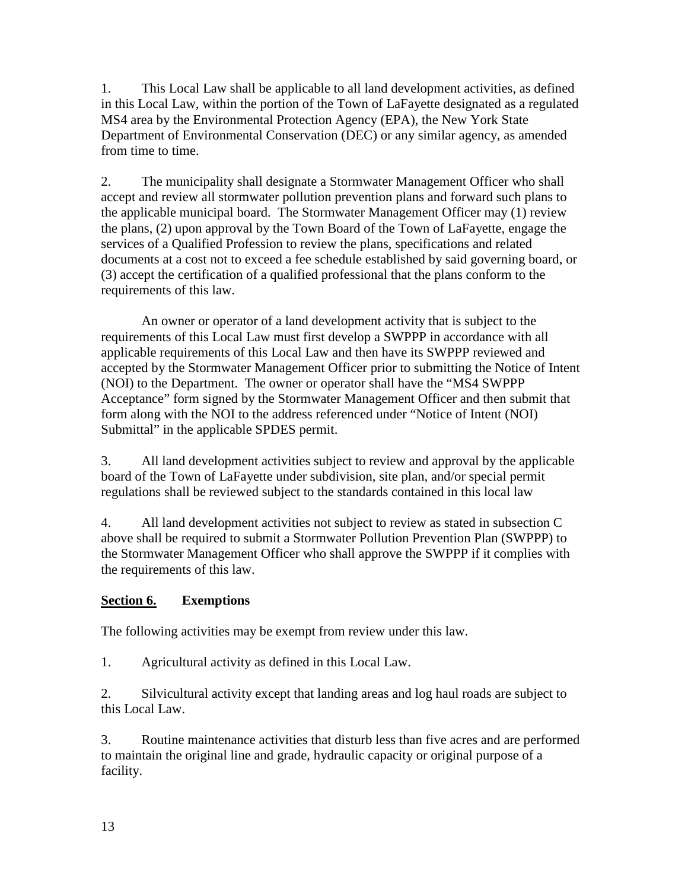1. This Local Law shall be applicable to all land development activities, as defined in this Local Law, within the portion of the Town of LaFayette designated as a regulated MS4 area by the Environmental Protection Agency (EPA), the New York State Department of Environmental Conservation (DEC) or any similar agency, as amended from time to time.

2. The municipality shall designate a Stormwater Management Officer who shall accept and review all stormwater pollution prevention plans and forward such plans to the applicable municipal board. The Stormwater Management Officer may (1) review the plans, (2) upon approval by the Town Board of the Town of LaFayette, engage the services of a Qualified Profession to review the plans, specifications and related documents at a cost not to exceed a fee schedule established by said governing board, or (3) accept the certification of a qualified professional that the plans conform to the requirements of this law.

An owner or operator of a land development activity that is subject to the requirements of this Local Law must first develop a SWPPP in accordance with all applicable requirements of this Local Law and then have its SWPPP reviewed and accepted by the Stormwater Management Officer prior to submitting the Notice of Intent (NOI) to the Department. The owner or operator shall have the "MS4 SWPPP Acceptance" form signed by the Stormwater Management Officer and then submit that form along with the NOI to the address referenced under "Notice of Intent (NOI) Submittal" in the applicable SPDES permit.

3. All land development activities subject to review and approval by the applicable board of the Town of LaFayette under subdivision, site plan, and/or special permit regulations shall be reviewed subject to the standards contained in this local law

4. All land development activities not subject to review as stated in subsection C above shall be required to submit a Stormwater Pollution Prevention Plan (SWPPP) to the Stormwater Management Officer who shall approve the SWPPP if it complies with the requirements of this law.

## Section 6. Exemptions

The following activities may be exempt from review under this law.

1. Agricultural activity as defined in this Local Law.

2. Silvicultural activity except that landing areas and log haul roads are subject to this Local Law.

3. Routine maintenance activities that disturb less than five acres and are performed to maintain the original line and grade, hydraulic capacity or original purpose of a facility.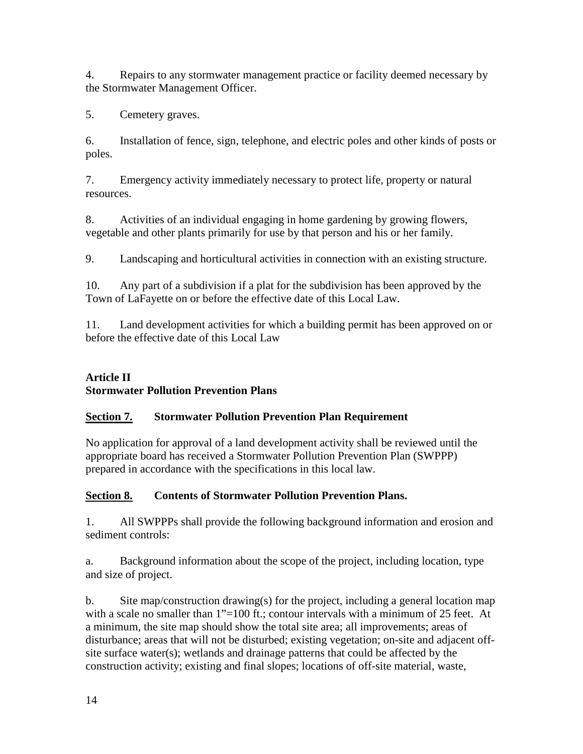4. Repairs to any stormwater management practice or facility deemed necessary by the Stormwater Management Officer.

5. Cemetery graves.

6. Installation of fence, sign, telephone, and electric poles and other kinds of posts or poles.

7. Emergency activity immediately necessary to protect life, property or natural resources.

8. Activities of an individual engaging in home gardening by growing flowers, vegetable and other plants primarily for use by that person and his or her family.

9. Landscaping and horticultural activities in connection with an existing structure.

10. Any part of a subdivision if a plat for the subdivision has been approved by the Town of LaFayette on or before the effective date of this Local Law.

11. Land development activities for which a building permit has been approved on or before the effective date of this Local Law

## Article II
## Stormwater Pollution Prevention Plans

### <u>Section 7.</u> Stormwater Pollution Prevention Plan Requirement

No application for approval of a land development activity shall be reviewed until the appropriate board has received a Stormwater Pollution Prevention Plan (SWPPP) prepared in accordance with the specifications in this local law.

### <u>Section 8.</u> Contents of Stormwater Pollution Prevention Plans.

1. All SWPPPs shall provide the following background information and erosion and sediment controls:

a. Background information about the scope of the project, including location, type and size of project.

b. Site map/construction drawing(s) for the project, including a general location map with a scale no smaller than 1"=100 ft.; contour intervals with a minimum of 25 feet. At a minimum, the site map should show the total site area; all improvements; areas of disturbance; areas that will not be disturbed; existing vegetation; on-site and adjacent off-site surface water(s); wetlands and drainage patterns that could be affected by the construction activity; existing and final slopes; locations of off-site material, waste,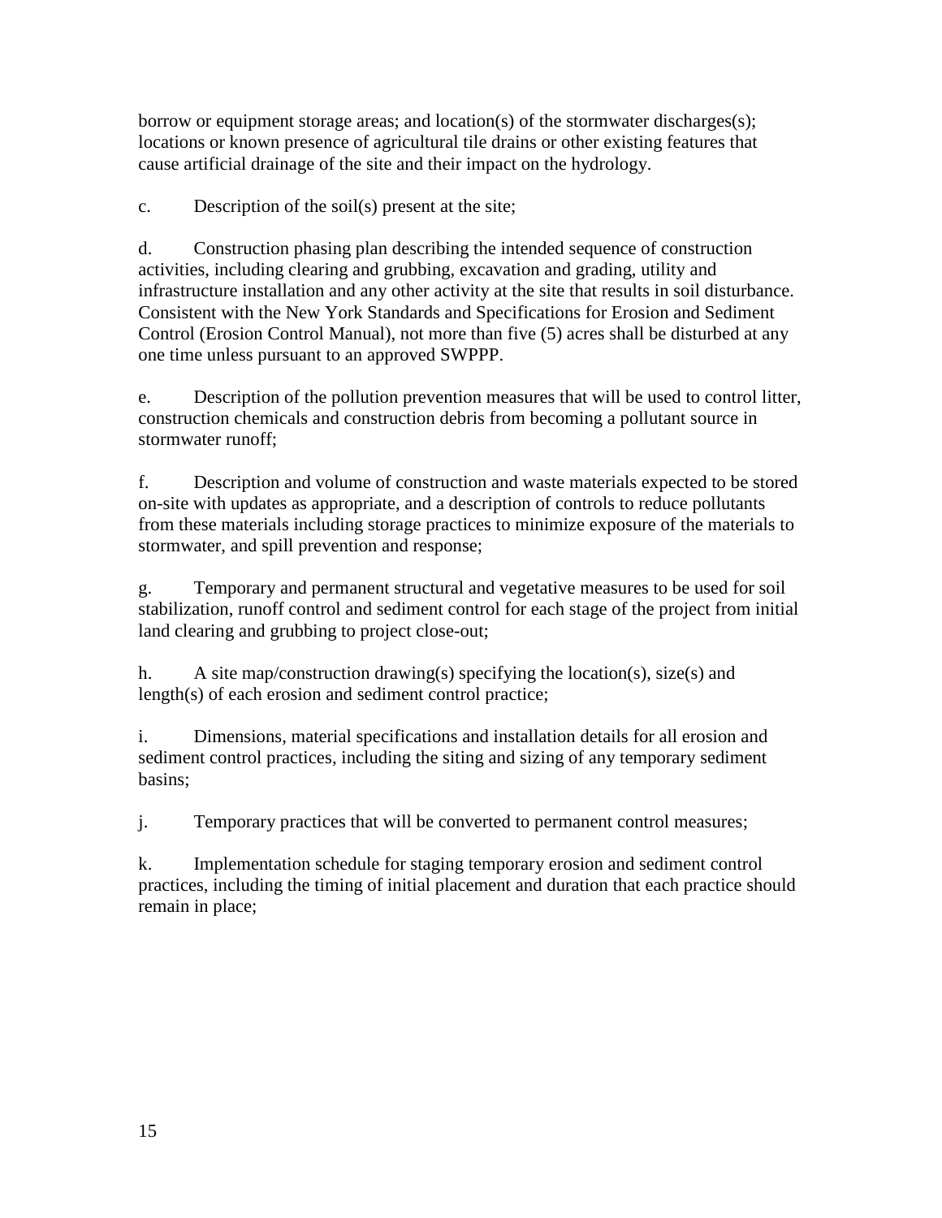borrow or equipment storage areas; and location(s) of the stormwater discharges(s); locations or known presence of agricultural tile drains or other existing features that cause artificial drainage of the site and their impact on the hydrology.

c. Description of the soil(s) present at the site;

d. Construction phasing plan describing the intended sequence of construction activities, including clearing and grubbing, excavation and grading, utility and infrastructure installation and any other activity at the site that results in soil disturbance. Consistent with the New York Standards and Specifications for Erosion and Sediment Control (Erosion Control Manual), not more than five (5) acres shall be disturbed at any one time unless pursuant to an approved SWPPP.

e. Description of the pollution prevention measures that will be used to control litter, construction chemicals and construction debris from becoming a pollutant source in stormwater runoff;

f. Description and volume of construction and waste materials expected to be stored on-site with updates as appropriate, and a description of controls to reduce pollutants from these materials including storage practices to minimize exposure of the materials to stormwater, and spill prevention and response;

g. Temporary and permanent structural and vegetative measures to be used for soil stabilization, runoff control and sediment control for each stage of the project from initial land clearing and grubbing to project close-out;

h. A site map/construction drawing(s) specifying the location(s), size(s) and length(s) of each erosion and sediment control practice;

i. Dimensions, material specifications and installation details for all erosion and sediment control practices, including the siting and sizing of any temporary sediment basins;

j. Temporary practices that will be converted to permanent control measures;

k. Implementation schedule for staging temporary erosion and sediment control practices, including the timing of initial placement and duration that each practice should remain in place;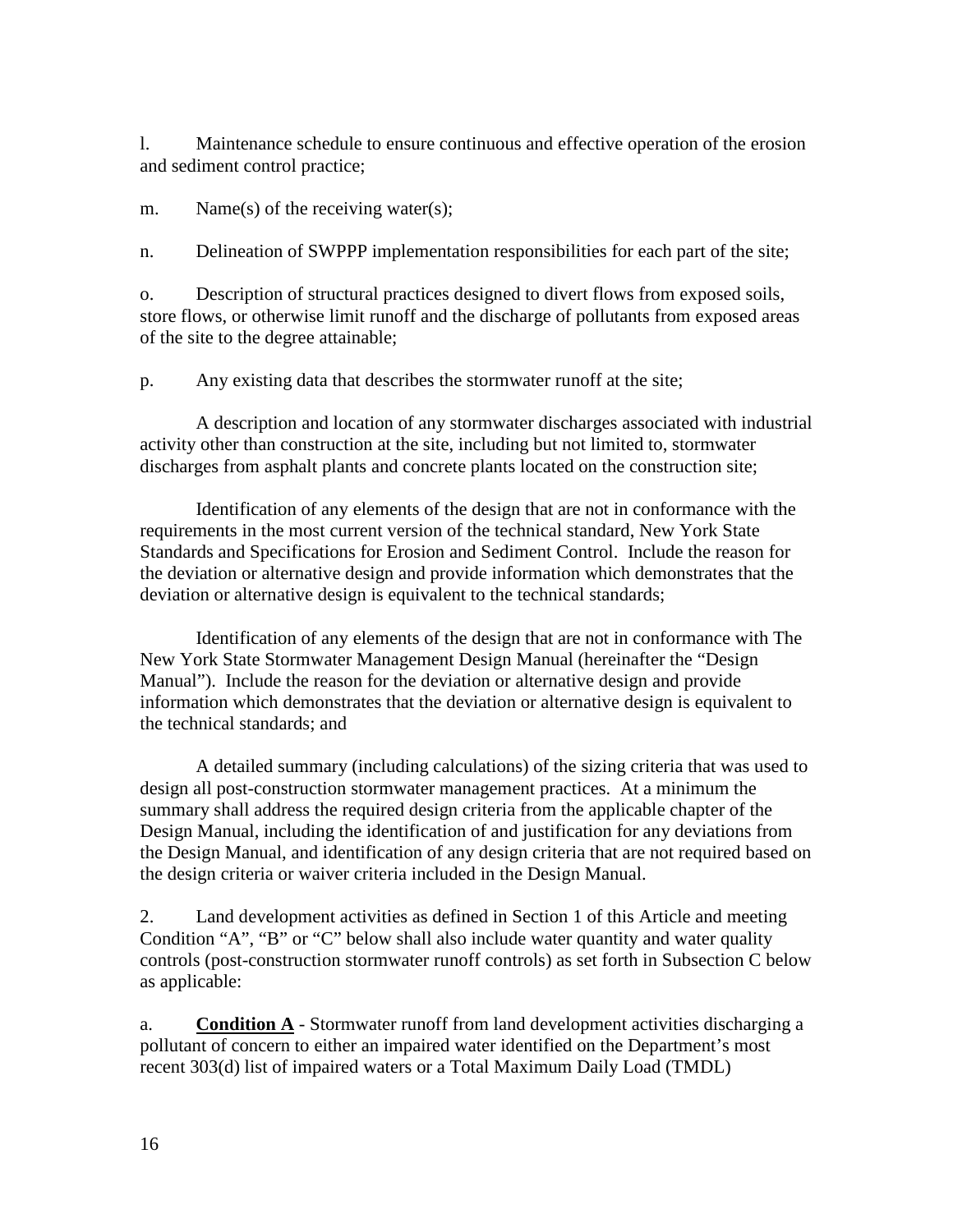l. Maintenance schedule to ensure continuous and effective operation of the erosion and sediment control practice;

m. Name(s) of the receiving water(s);

n. Delineation of SWPPP implementation responsibilities for each part of the site;

o. Description of structural practices designed to divert flows from exposed soils, store flows, or otherwise limit runoff and the discharge of pollutants from exposed areas of the site to the degree attainable;

p. Any existing data that describes the stormwater runoff at the site;

A description and location of any stormwater discharges associated with industrial activity other than construction at the site, including but not limited to, stormwater discharges from asphalt plants and concrete plants located on the construction site;

Identification of any elements of the design that are not in conformance with the requirements in the most current version of the technical standard, New York State Standards and Specifications for Erosion and Sediment Control. Include the reason for the deviation or alternative design and provide information which demonstrates that the deviation or alternative design is equivalent to the technical standards;

Identification of any elements of the design that are not in conformance with The New York State Stormwater Management Design Manual (hereinafter the "Design Manual"). Include the reason for the deviation or alternative design and provide information which demonstrates that the deviation or alternative design is equivalent to the technical standards; and

A detailed summary (including calculations) of the sizing criteria that was used to design all post-construction stormwater management practices. At a minimum the summary shall address the required design criteria from the applicable chapter of the Design Manual, including the identification of and justification for any deviations from the Design Manual, and identification of any design criteria that are not required based on the design criteria or waiver criteria included in the Design Manual.

2. Land development activities as defined in Section 1 of this Article and meeting Condition "A", "B" or "C" below shall also include water quantity and water quality controls (post-construction stormwater runoff controls) as set forth in Subsection C below as applicable:

a. **Condition A** - Stormwater runoff from land development activities discharging a pollutant of concern to either an impaired water identified on the Department's most recent 303(d) list of impaired waters or a Total Maximum Daily Load (TMDL)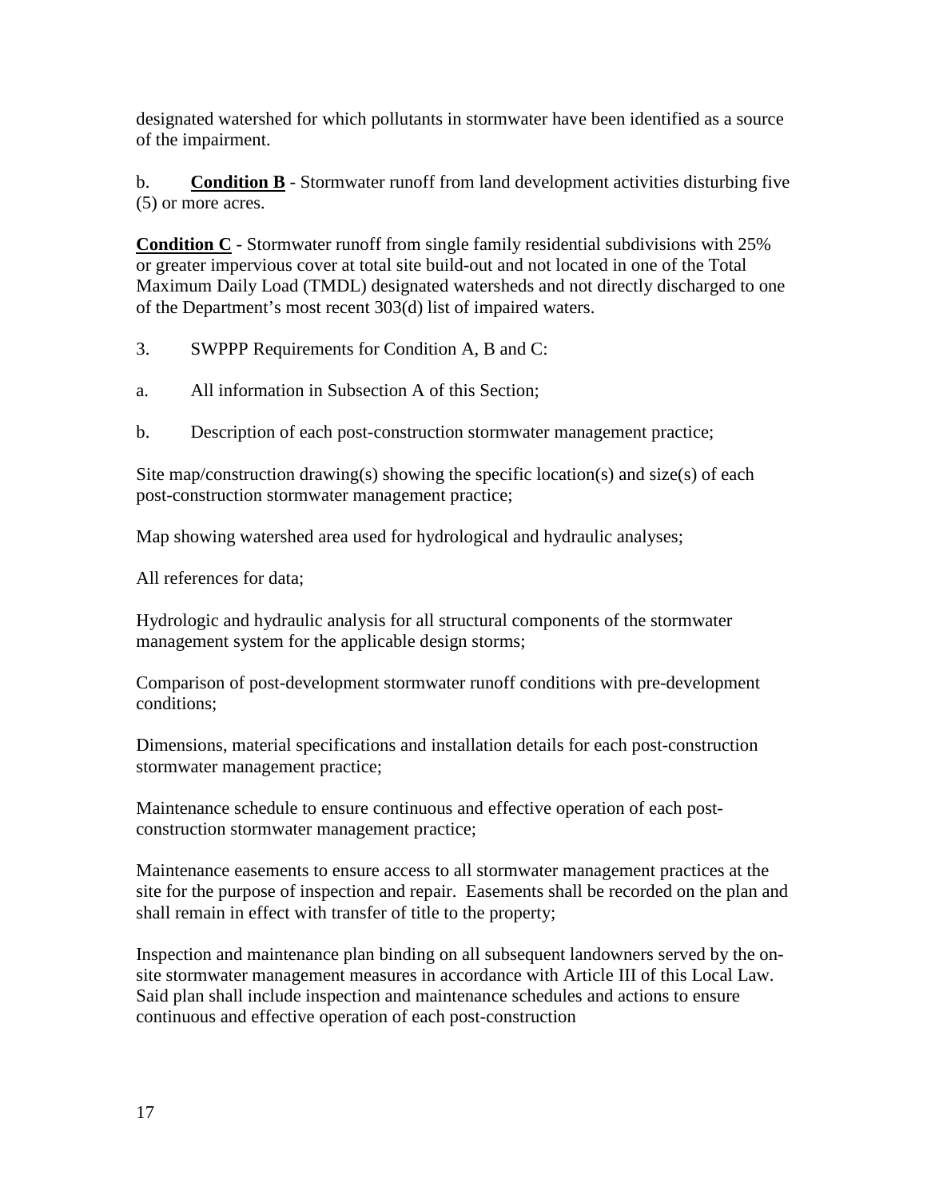designated watershed for which pollutants in stormwater have been identified as a source of the impairment.

b. **Condition B** - Stormwater runoff from land development activities disturbing five (5) or more acres.

**Condition C** - Stormwater runoff from single family residential subdivisions with 25% or greater impervious cover at total site build-out and not located in one of the Total Maximum Daily Load (TMDL) designated watersheds and not directly discharged to one of the Department's most recent 303(d) list of impaired waters.

3. SWPPP Requirements for Condition A, B and C:

a. All information in Subsection A of this Section;

b. Description of each post-construction stormwater management practice;

Site map/construction drawing(s) showing the specific location(s) and size(s) of each post-construction stormwater management practice;

Map showing watershed area used for hydrological and hydraulic analyses;

All references for data;

Hydrologic and hydraulic analysis for all structural components of the stormwater management system for the applicable design storms;

Comparison of post-development stormwater runoff conditions with pre-development conditions;

Dimensions, material specifications and installation details for each post-construction stormwater management practice;

Maintenance schedule to ensure continuous and effective operation of each post-construction stormwater management practice;

Maintenance easements to ensure access to all stormwater management practices at the site for the purpose of inspection and repair. Easements shall be recorded on the plan and shall remain in effect with transfer of title to the property;

Inspection and maintenance plan binding on all subsequent landowners served by the on-site stormwater management measures in accordance with Article III of this Local Law. Said plan shall include inspection and maintenance schedules and actions to ensure continuous and effective operation of each post-construction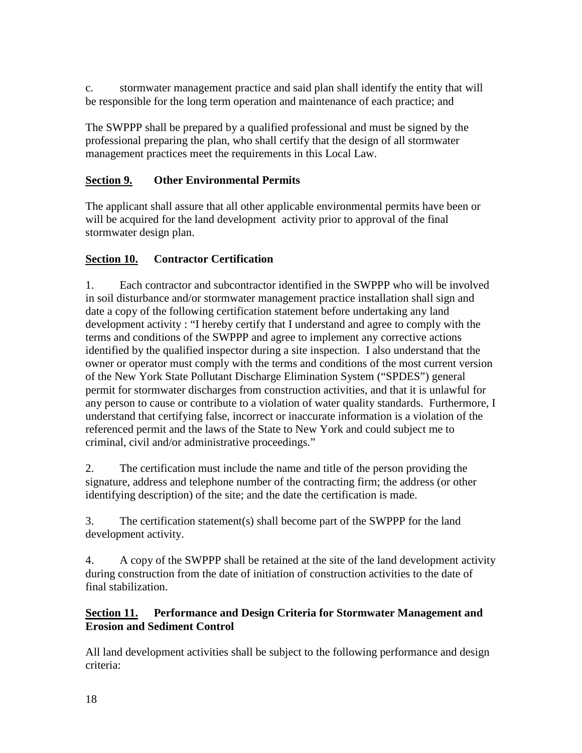c. stormwater management practice and said plan shall identify the entity that will be responsible for the long term operation and maintenance of each practice; and

The SWPPP shall be prepared by a qualified professional and must be signed by the professional preparing the plan, who shall certify that the design of all stormwater management practices meet the requirements in this Local Law.

## Section 9. Other Environmental Permits

The applicant shall assure that all other applicable environmental permits have been or will be acquired for the land development activity prior to approval of the final stormwater design plan.

## Section 10. Contractor Certification

1. Each contractor and subcontractor identified in the SWPPP who will be involved in soil disturbance and/or stormwater management practice installation shall sign and date a copy of the following certification statement before undertaking any land development activity : "I hereby certify that I understand and agree to comply with the terms and conditions of the SWPPP and agree to implement any corrective actions identified by the qualified inspector during a site inspection. I also understand that the owner or operator must comply with the terms and conditions of the most current version of the New York State Pollutant Discharge Elimination System ("SPDES") general permit for stormwater discharges from construction activities, and that it is unlawful for any person to cause or contribute to a violation of water quality standards. Furthermore, I understand that certifying false, incorrect or inaccurate information is a violation of the referenced permit and the laws of the State to New York and could subject me to criminal, civil and/or administrative proceedings."

2. The certification must include the name and title of the person providing the signature, address and telephone number of the contracting firm; the address (or other identifying description) of the site; and the date the certification is made.

3. The certification statement(s) shall become part of the SWPPP for the land development activity.

4. A copy of the SWPPP shall be retained at the site of the land development activity during construction from the date of initiation of construction activities to the date of final stabilization.

## Section 11. Performance and Design Criteria for Stormwater Management and Erosion and Sediment Control

All land development activities shall be subject to the following performance and design criteria: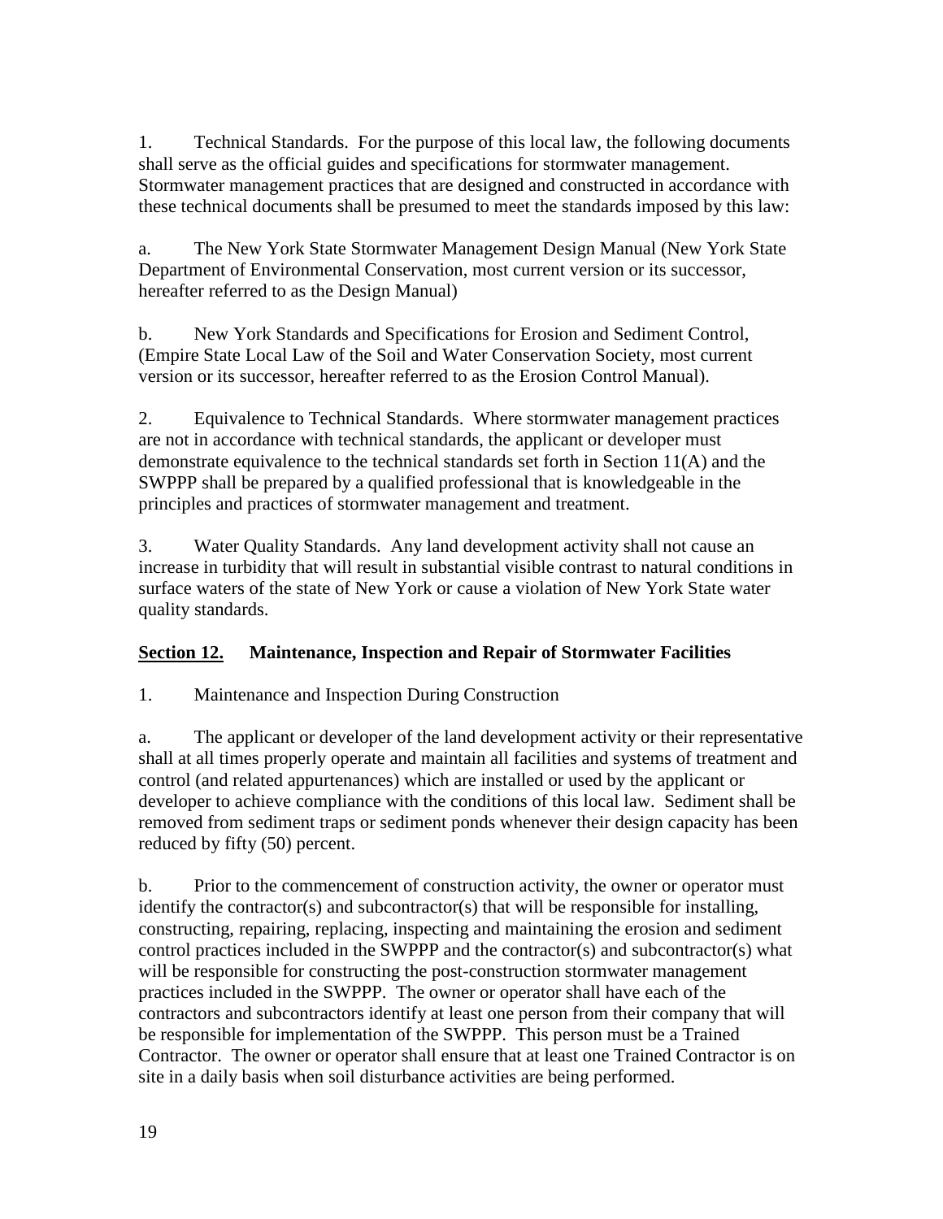1. Technical Standards. For the purpose of this local law, the following documents shall serve as the official guides and specifications for stormwater management. Stormwater management practices that are designed and constructed in accordance with these technical documents shall be presumed to meet the standards imposed by this law:

a. The New York State Stormwater Management Design Manual (New York State Department of Environmental Conservation, most current version or its successor, hereafter referred to as the Design Manual)

b. New York Standards and Specifications for Erosion and Sediment Control, (Empire State Local Law of the Soil and Water Conservation Society, most current version or its successor, hereafter referred to as the Erosion Control Manual).

2. Equivalence to Technical Standards. Where stormwater management practices are not in accordance with technical standards, the applicant or developer must demonstrate equivalence to the technical standards set forth in Section 11(A) and the SWPPP shall be prepared by a qualified professional that is knowledgeable in the principles and practices of stormwater management and treatment.

3. Water Quality Standards. Any land development activity shall not cause an increase in turbidity that will result in substantial visible contrast to natural conditions in surface waters of the state of New York or cause a violation of New York State water quality standards.

## Section 12. Maintenance, Inspection and Repair of Stormwater Facilities

1. Maintenance and Inspection During Construction

a. The applicant or developer of the land development activity or their representative shall at all times properly operate and maintain all facilities and systems of treatment and control (and related appurtenances) which are installed or used by the applicant or developer to achieve compliance with the conditions of this local law. Sediment shall be removed from sediment traps or sediment ponds whenever their design capacity has been reduced by fifty (50) percent.

b. Prior to the commencement of construction activity, the owner or operator must identify the contractor(s) and subcontractor(s) that will be responsible for installing, constructing, repairing, replacing, inspecting and maintaining the erosion and sediment control practices included in the SWPPP and the contractor(s) and subcontractor(s) what will be responsible for constructing the post-construction stormwater management practices included in the SWPPP. The owner or operator shall have each of the contractors and subcontractors identify at least one person from their company that will be responsible for implementation of the SWPPP. This person must be a Trained Contractor. The owner or operator shall ensure that at least one Trained Contractor is on site in a daily basis when soil disturbance activities are being performed.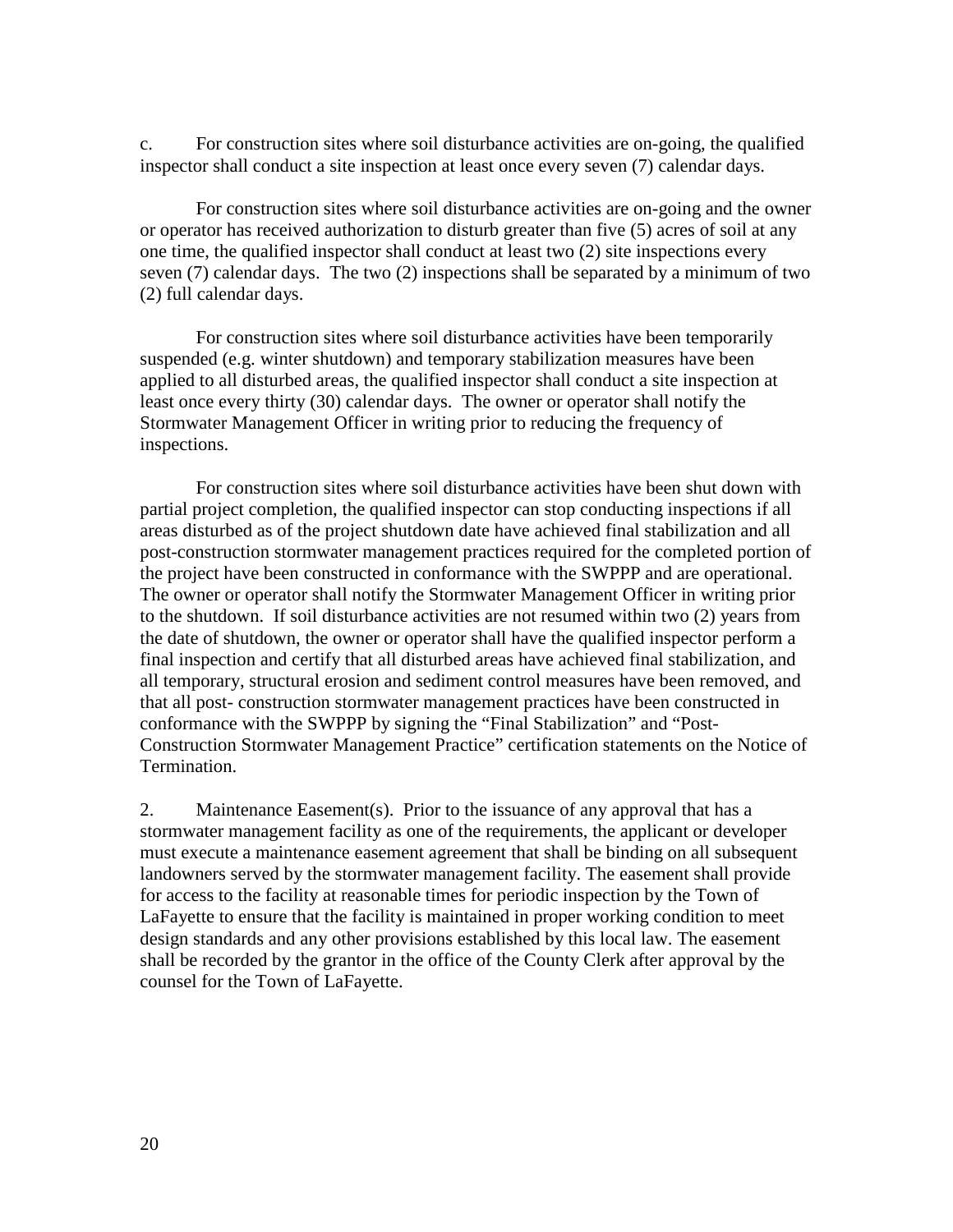c. For construction sites where soil disturbance activities are on-going, the qualified inspector shall conduct a site inspection at least once every seven (7) calendar days.

For construction sites where soil disturbance activities are on-going and the owner or operator has received authorization to disturb greater than five (5) acres of soil at any one time, the qualified inspector shall conduct at least two (2) site inspections every seven (7) calendar days. The two (2) inspections shall be separated by a minimum of two (2) full calendar days.

For construction sites where soil disturbance activities have been temporarily suspended (e.g. winter shutdown) and temporary stabilization measures have been applied to all disturbed areas, the qualified inspector shall conduct a site inspection at least once every thirty (30) calendar days. The owner or operator shall notify the Stormwater Management Officer in writing prior to reducing the frequency of inspections.

For construction sites where soil disturbance activities have been shut down with partial project completion, the qualified inspector can stop conducting inspections if all areas disturbed as of the project shutdown date have achieved final stabilization and all post-construction stormwater management practices required for the completed portion of the project have been constructed in conformance with the SWPPP and are operational. The owner or operator shall notify the Stormwater Management Officer in writing prior to the shutdown. If soil disturbance activities are not resumed within two (2) years from the date of shutdown, the owner or operator shall have the qualified inspector perform a final inspection and certify that all disturbed areas have achieved final stabilization, and all temporary, structural erosion and sediment control measures have been removed, and that all post- construction stormwater management practices have been constructed in conformance with the SWPPP by signing the "Final Stabilization" and "Post-Construction Stormwater Management Practice" certification statements on the Notice of Termination.

2. Maintenance Easement(s). Prior to the issuance of any approval that has a stormwater management facility as one of the requirements, the applicant or developer must execute a maintenance easement agreement that shall be binding on all subsequent landowners served by the stormwater management facility. The easement shall provide for access to the facility at reasonable times for periodic inspection by the Town of LaFayette to ensure that the facility is maintained in proper working condition to meet design standards and any other provisions established by this local law. The easement shall be recorded by the grantor in the office of the County Clerk after approval by the counsel for the Town of LaFayette.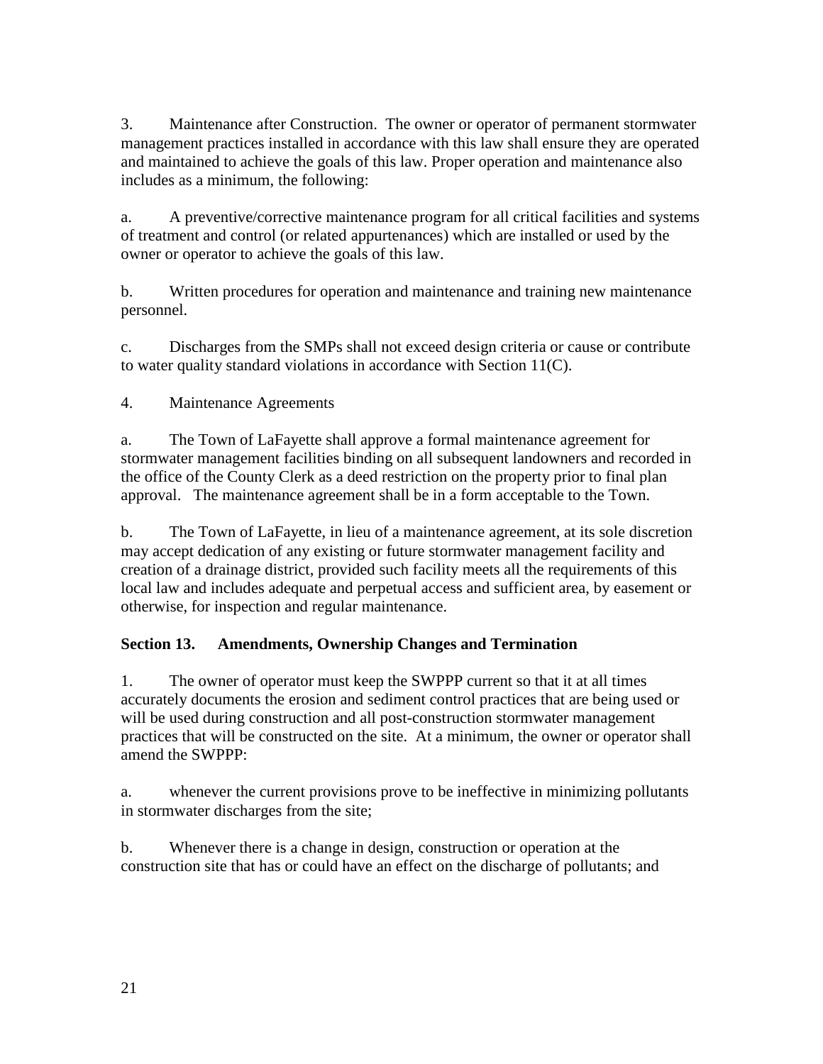3. Maintenance after Construction. The owner or operator of permanent stormwater management practices installed in accordance with this law shall ensure they are operated and maintained to achieve the goals of this law. Proper operation and maintenance also includes as a minimum, the following:

a. A preventive/corrective maintenance program for all critical facilities and systems of treatment and control (or related appurtenances) which are installed or used by the owner or operator to achieve the goals of this law.

b. Written procedures for operation and maintenance and training new maintenance personnel.

c. Discharges from the SMPs shall not exceed design criteria or cause or contribute to water quality standard violations in accordance with Section 11(C).

4. Maintenance Agreements

a. The Town of LaFayette shall approve a formal maintenance agreement for stormwater management facilities binding on all subsequent landowners and recorded in the office of the County Clerk as a deed restriction on the property prior to final plan approval. The maintenance agreement shall be in a form acceptable to the Town.

b. The Town of LaFayette, in lieu of a maintenance agreement, at its sole discretion may accept dedication of any existing or future stormwater management facility and creation of a drainage district, provided such facility meets all the requirements of this local law and includes adequate and perpetual access and sufficient area, by easement or otherwise, for inspection and regular maintenance.

## Section 13. Amendments, Ownership Changes and Termination

1. The owner of operator must keep the SWPPP current so that it at all times accurately documents the erosion and sediment control practices that are being used or will be used during construction and all post-construction stormwater management practices that will be constructed on the site. At a minimum, the owner or operator shall amend the SWPPP:

a. whenever the current provisions prove to be ineffective in minimizing pollutants in stormwater discharges from the site;

b. Whenever there is a change in design, construction or operation at the construction site that has or could have an effect on the discharge of pollutants; and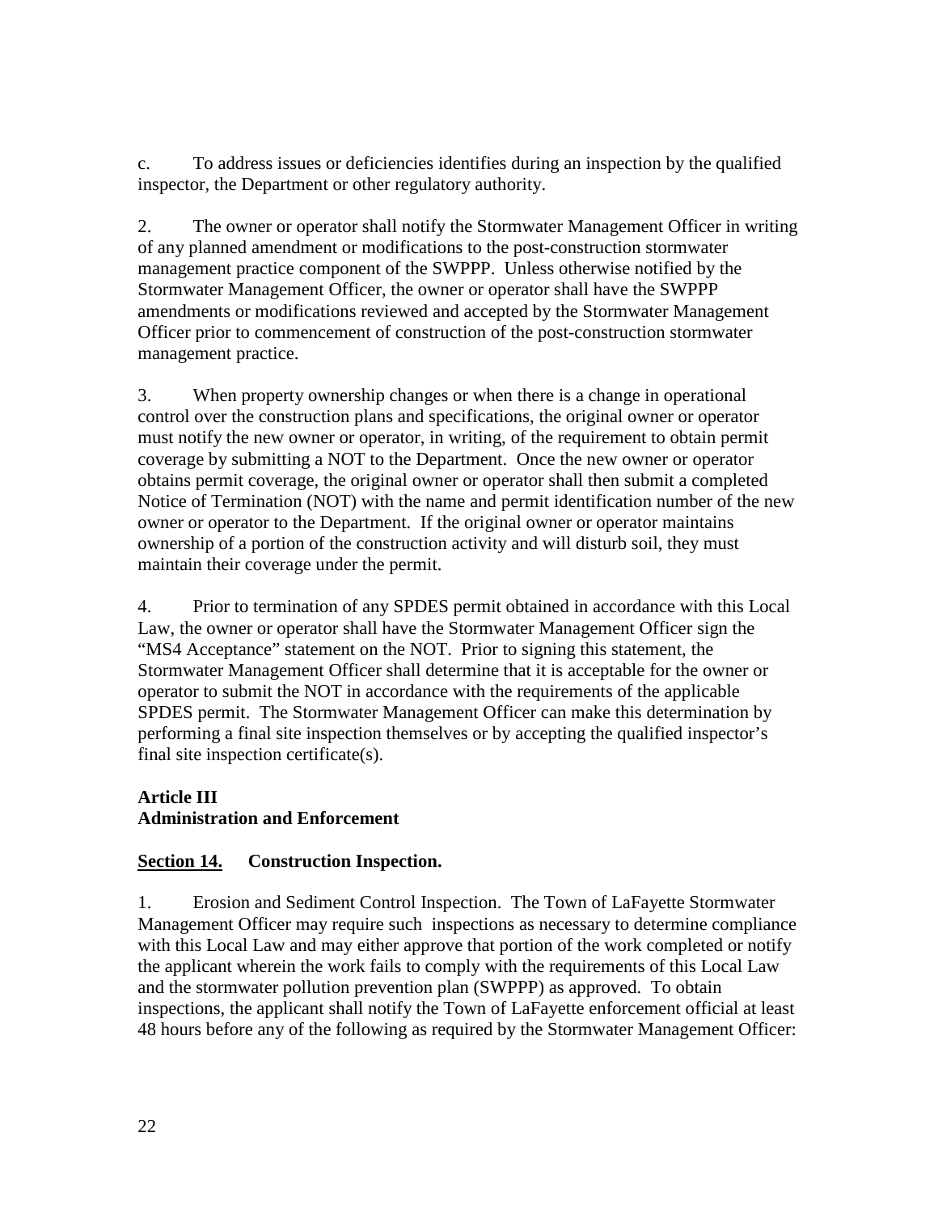c. To address issues or deficiencies identifies during an inspection by the qualified inspector, the Department or other regulatory authority.

2. The owner or operator shall notify the Stormwater Management Officer in writing of any planned amendment or modifications to the post-construction stormwater management practice component of the SWPPP. Unless otherwise notified by the Stormwater Management Officer, the owner or operator shall have the SWPPP amendments or modifications reviewed and accepted by the Stormwater Management Officer prior to commencement of construction of the post-construction stormwater management practice.

3. When property ownership changes or when there is a change in operational control over the construction plans and specifications, the original owner or operator must notify the new owner or operator, in writing, of the requirement to obtain permit coverage by submitting a NOT to the Department. Once the new owner or operator obtains permit coverage, the original owner or operator shall then submit a completed Notice of Termination (NOT) with the name and permit identification number of the new owner or operator to the Department. If the original owner or operator maintains ownership of a portion of the construction activity and will disturb soil, they must maintain their coverage under the permit.

4. Prior to termination of any SPDES permit obtained in accordance with this Local Law, the owner or operator shall have the Stormwater Management Officer sign the "MS4 Acceptance" statement on the NOT. Prior to signing this statement, the Stormwater Management Officer shall determine that it is acceptable for the owner or operator to submit the NOT in accordance with the requirements of the applicable SPDES permit. The Stormwater Management Officer can make this determination by performing a final site inspection themselves or by accepting the qualified inspector's final site inspection certificate(s).

## Article III
## Administration and Enforcement

### <u>Section 14.</u> Construction Inspection.

1. Erosion and Sediment Control Inspection. The Town of LaFayette Stormwater Management Officer may require such inspections as necessary to determine compliance with this Local Law and may either approve that portion of the work completed or notify the applicant wherein the work fails to comply with the requirements of this Local Law and the stormwater pollution prevention plan (SWPPP) as approved. To obtain inspections, the applicant shall notify the Town of LaFayette enforcement official at least 48 hours before any of the following as required by the Stormwater Management Officer: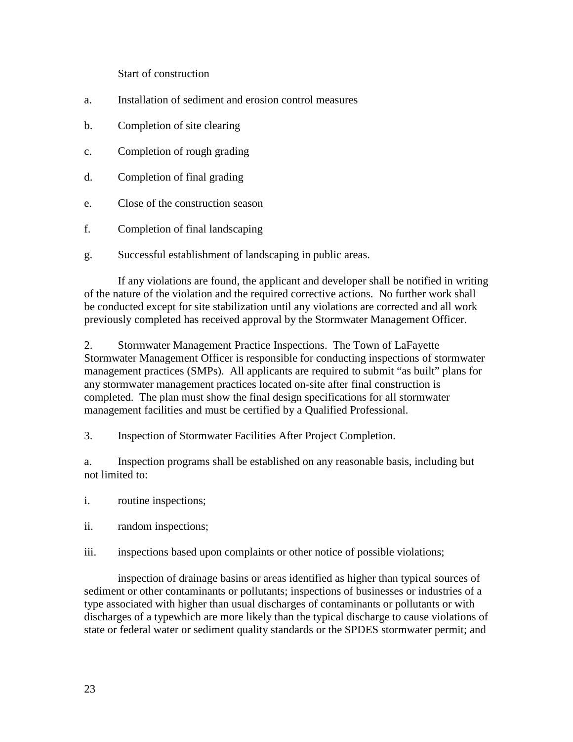Start of construction

a. Installation of sediment and erosion control measures

b. Completion of site clearing

c. Completion of rough grading

d. Completion of final grading

e. Close of the construction season

f. Completion of final landscaping

g. Successful establishment of landscaping in public areas.

If any violations are found, the applicant and developer shall be notified in writing of the nature of the violation and the required corrective actions. No further work shall be conducted except for site stabilization until any violations are corrected and all work previously completed has received approval by the Stormwater Management Officer.

2. Stormwater Management Practice Inspections. The Town of LaFayette Stormwater Management Officer is responsible for conducting inspections of stormwater management practices (SMPs). All applicants are required to submit "as built" plans for any stormwater management practices located on-site after final construction is completed. The plan must show the final design specifications for all stormwater management facilities and must be certified by a Qualified Professional.

3. Inspection of Stormwater Facilities After Project Completion.

a. Inspection programs shall be established on any reasonable basis, including but not limited to:

i. routine inspections;

ii. random inspections;

iii. inspections based upon complaints or other notice of possible violations;

inspection of drainage basins or areas identified as higher than typical sources of sediment or other contaminants or pollutants; inspections of businesses or industries of a type associated with higher than usual discharges of contaminants or pollutants or with discharges of a typewhich are more likely than the typical discharge to cause violations of state or federal water or sediment quality standards or the SPDES stormwater permit; and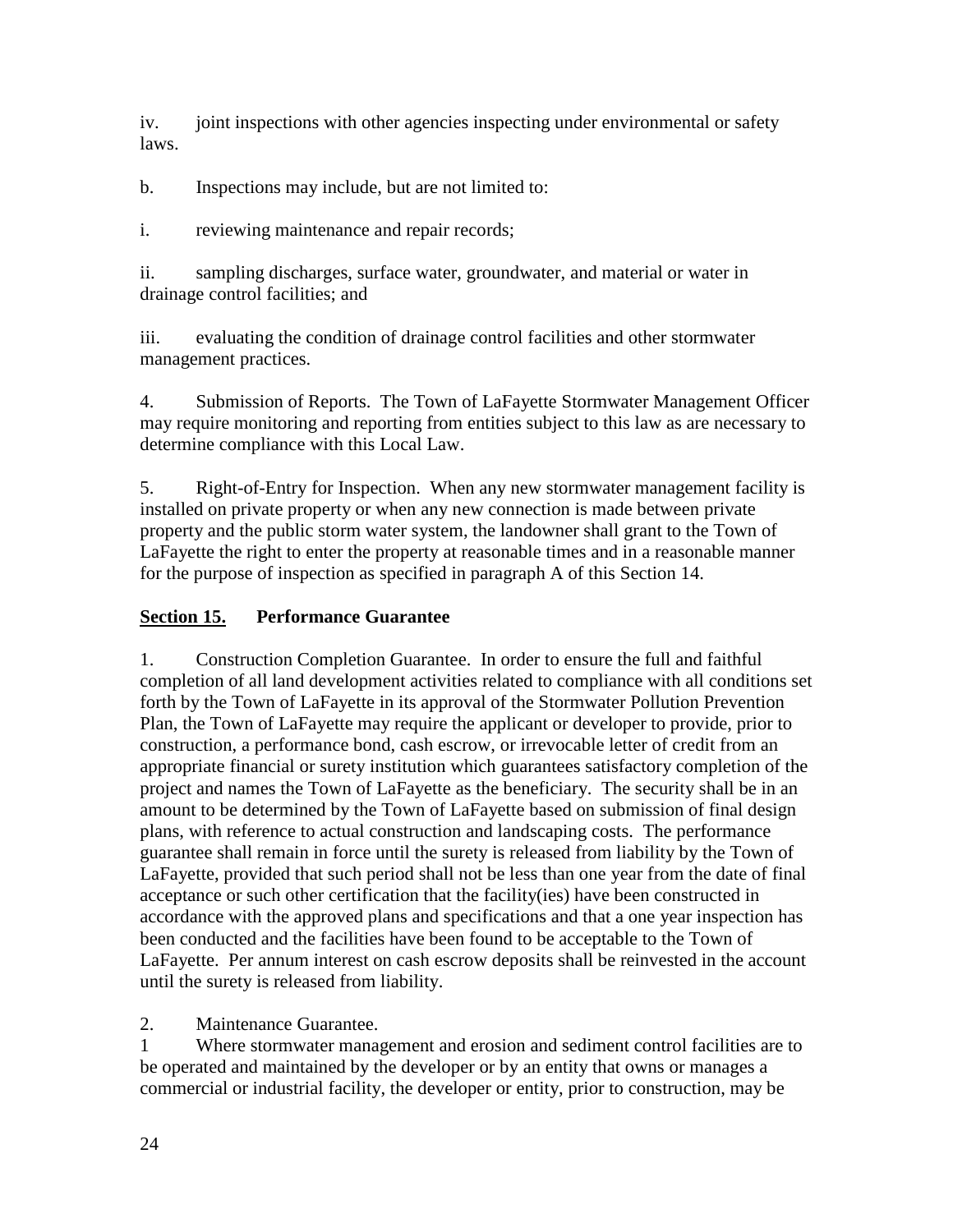iv. joint inspections with other agencies inspecting under environmental or safety laws.

b. Inspections may include, but are not limited to:

i. reviewing maintenance and repair records;

ii. sampling discharges, surface water, groundwater, and material or water in drainage control facilities; and

iii. evaluating the condition of drainage control facilities and other stormwater management practices.

4. Submission of Reports. The Town of LaFayette Stormwater Management Officer may require monitoring and reporting from entities subject to this law as are necessary to determine compliance with this Local Law.

5. Right-of-Entry for Inspection. When any new stormwater management facility is installed on private property or when any new connection is made between private property and the public storm water system, the landowner shall grant to the Town of LaFayette the right to enter the property at reasonable times and in a reasonable manner for the purpose of inspection as specified in paragraph A of this Section 14.

## **Section 15. Performance Guarantee**

1. Construction Completion Guarantee. In order to ensure the full and faithful completion of all land development activities related to compliance with all conditions set forth by the Town of LaFayette in its approval of the Stormwater Pollution Prevention Plan, the Town of LaFayette may require the applicant or developer to provide, prior to construction, a performance bond, cash escrow, or irrevocable letter of credit from an appropriate financial or surety institution which guarantees satisfactory completion of the project and names the Town of LaFayette as the beneficiary. The security shall be in an amount to be determined by the Town of LaFayette based on submission of final design plans, with reference to actual construction and landscaping costs. The performance guarantee shall remain in force until the surety is released from liability by the Town of LaFayette, provided that such period shall not be less than one year from the date of final acceptance or such other certification that the facility(ies) have been constructed in accordance with the approved plans and specifications and that a one year inspection has been conducted and the facilities have been found to be acceptable to the Town of LaFayette. Per annum interest on cash escrow deposits shall be reinvested in the account until the surety is released from liability.

2. Maintenance Guarantee.

1 Where stormwater management and erosion and sediment control facilities are to be operated and maintained by the developer or by an entity that owns or manages a commercial or industrial facility, the developer or entity, prior to construction, may be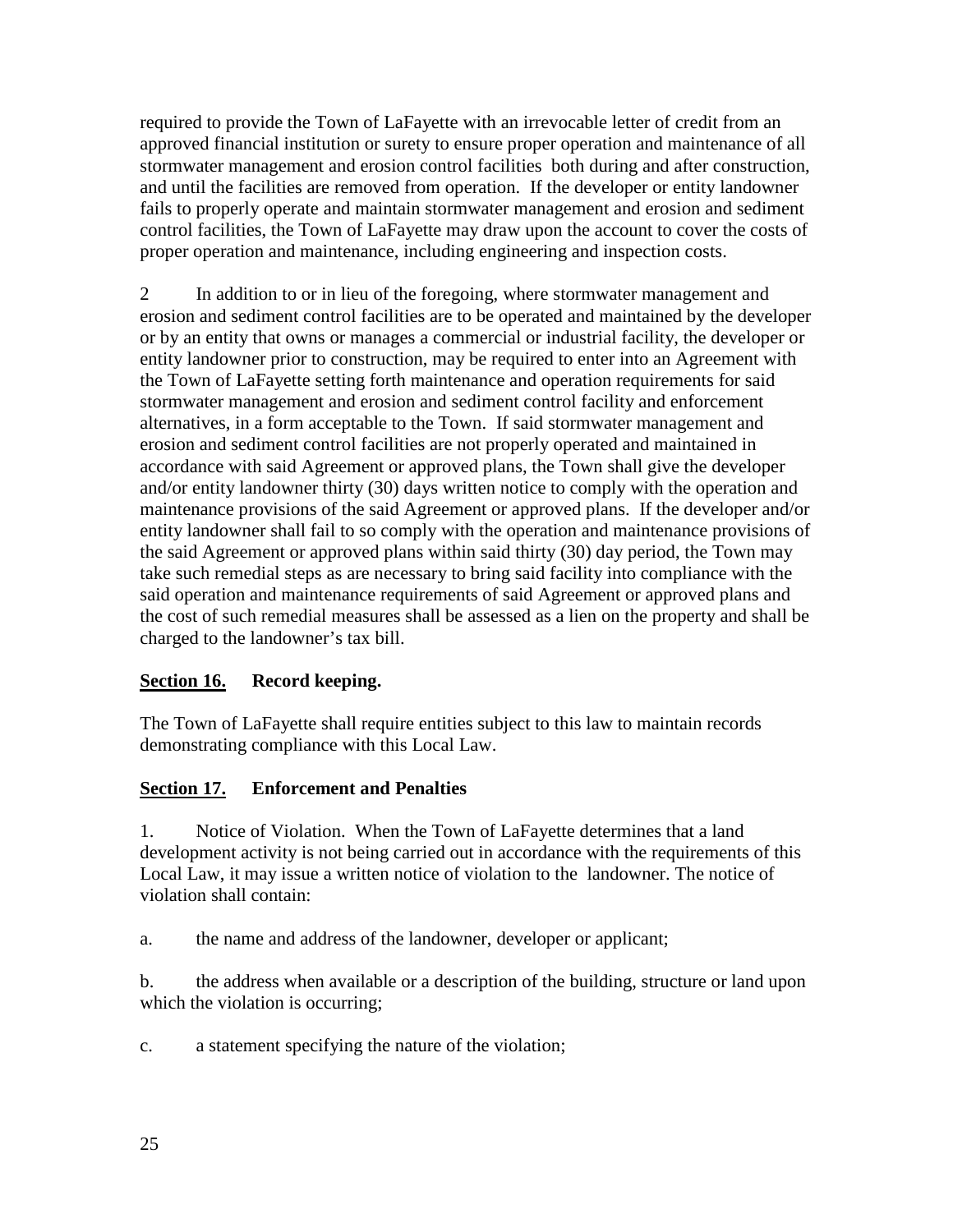required to provide the Town of LaFayette with an irrevocable letter of credit from an approved financial institution or surety to ensure proper operation and maintenance of all stormwater management and erosion control facilities both during and after construction, and until the facilities are removed from operation. If the developer or entity landowner fails to properly operate and maintain stormwater management and erosion and sediment control facilities, the Town of LaFayette may draw upon the account to cover the costs of proper operation and maintenance, including engineering and inspection costs.

2 In addition to or in lieu of the foregoing, where stormwater management and erosion and sediment control facilities are to be operated and maintained by the developer or by an entity that owns or manages a commercial or industrial facility, the developer or entity landowner prior to construction, may be required to enter into an Agreement with the Town of LaFayette setting forth maintenance and operation requirements for said stormwater management and erosion and sediment control facility and enforcement alternatives, in a form acceptable to the Town. If said stormwater management and erosion and sediment control facilities are not properly operated and maintained in accordance with said Agreement or approved plans, the Town shall give the developer and/or entity landowner thirty (30) days written notice to comply with the operation and maintenance provisions of the said Agreement or approved plans. If the developer and/or entity landowner shall fail to so comply with the operation and maintenance provisions of the said Agreement or approved plans within said thirty (30) day period, the Town may take such remedial steps as are necessary to bring said facility into compliance with the said operation and maintenance requirements of said Agreement or approved plans and the cost of such remedial measures shall be assessed as a lien on the property and shall be charged to the landowner's tax bill.

## <u>Section 16.</u> Record keeping.

The Town of LaFayette shall require entities subject to this law to maintain records demonstrating compliance with this Local Law.

## <u>Section 17.</u> Enforcement and Penalties

1. Notice of Violation. When the Town of LaFayette determines that a land development activity is not being carried out in accordance with the requirements of this Local Law, it may issue a written notice of violation to the landowner. The notice of violation shall contain:

a. the name and address of the landowner, developer or applicant;

b. the address when available or a description of the building, structure or land upon which the violation is occurring;

c. a statement specifying the nature of the violation;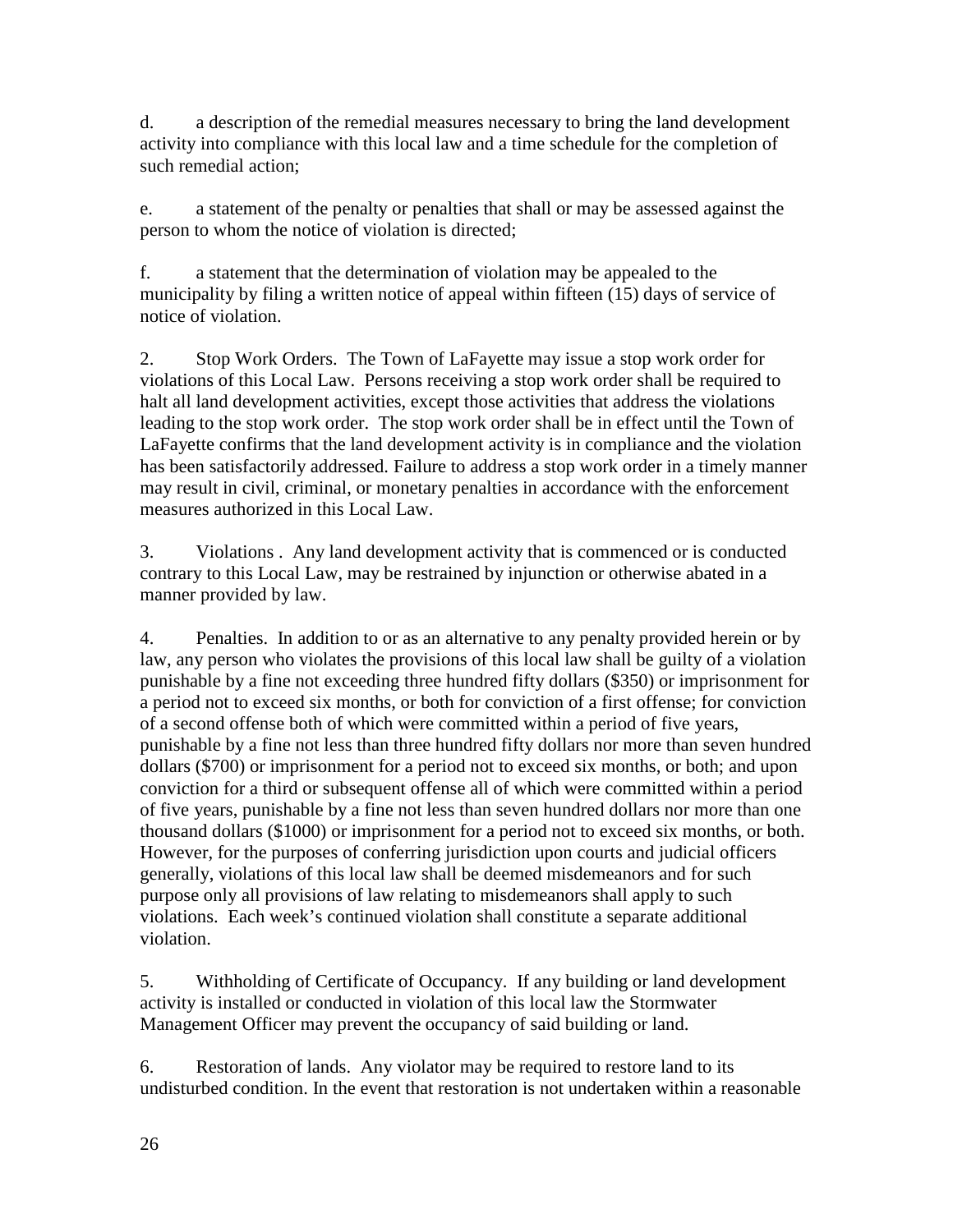d. a description of the remedial measures necessary to bring the land development activity into compliance with this local law and a time schedule for the completion of such remedial action;

e. a statement of the penalty or penalties that shall or may be assessed against the person to whom the notice of violation is directed;

f. a statement that the determination of violation may be appealed to the municipality by filing a written notice of appeal within fifteen (15) days of service of notice of violation.

2. Stop Work Orders. The Town of LaFayette may issue a stop work order for violations of this Local Law. Persons receiving a stop work order shall be required to halt all land development activities, except those activities that address the violations leading to the stop work order. The stop work order shall be in effect until the Town of LaFayette confirms that the land development activity is in compliance and the violation has been satisfactorily addressed. Failure to address a stop work order in a timely manner may result in civil, criminal, or monetary penalties in accordance with the enforcement measures authorized in this Local Law.

3. Violations . Any land development activity that is commenced or is conducted contrary to this Local Law, may be restrained by injunction or otherwise abated in a manner provided by law.

4. Penalties. In addition to or as an alternative to any penalty provided herein or by law, any person who violates the provisions of this local law shall be guilty of a violation punishable by a fine not exceeding three hundred fifty dollars ($350) or imprisonment for a period not to exceed six months, or both for conviction of a first offense; for conviction of a second offense both of which were committed within a period of five years, punishable by a fine not less than three hundred fifty dollars nor more than seven hundred dollars ($700) or imprisonment for a period not to exceed six months, or both; and upon conviction for a third or subsequent offense all of which were committed within a period of five years, punishable by a fine not less than seven hundred dollars nor more than one thousand dollars ($1000) or imprisonment for a period not to exceed six months, or both. However, for the purposes of conferring jurisdiction upon courts and judicial officers generally, violations of this local law shall be deemed misdemeanors and for such purpose only all provisions of law relating to misdemeanors shall apply to such violations. Each week's continued violation shall constitute a separate additional violation.

5. Withholding of Certificate of Occupancy. If any building or land development activity is installed or conducted in violation of this local law the Stormwater Management Officer may prevent the occupancy of said building or land.

6. Restoration of lands. Any violator may be required to restore land to its undisturbed condition. In the event that restoration is not undertaken within a reasonable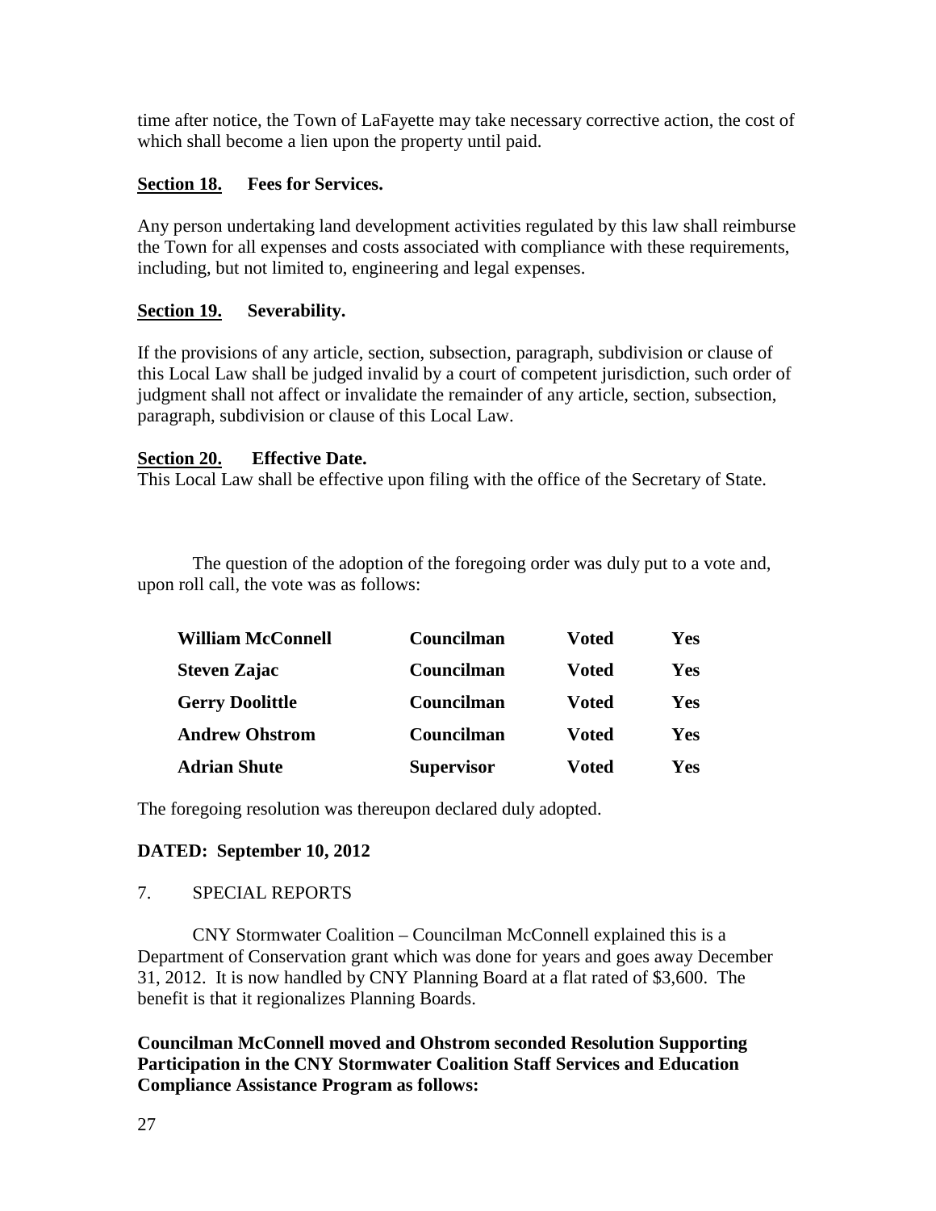time after notice, the Town of LaFayette may take necessary corrective action, the cost of which shall become a lien upon the property until paid.

**Section 18. Fees for Services.**

Any person undertaking land development activities regulated by this law shall reimburse the Town for all expenses and costs associated with compliance with these requirements, including, but not limited to, engineering and legal expenses.

**Section 19. Severability.**

If the provisions of any article, section, subsection, paragraph, subdivision or clause of this Local Law shall be judged invalid by a court of competent jurisdiction, such order of judgment shall not affect or invalidate the remainder of any article, section, subsection, paragraph, subdivision or clause of this Local Law.

**Section 20. Effective Date.**

This Local Law shall be effective upon filing with the office of the Secretary of State.

The question of the adoption of the foregoing order was duly put to a vote and, upon roll call, the vote was as follows:

| | | | |
|---|---|---|---|
| **William McConnell** | **Councilman** | **Voted** | **Yes** |
| **Steven Zajac** | **Councilman** | **Voted** | **Yes** |
| **Gerry Doolittle** | **Councilman** | **Voted** | **Yes** |
| **Andrew Ohstrom** | **Councilman** | **Voted** | **Yes** |
| **Adrian Shute** | **Supervisor** | **Voted** | **Yes** |

The foregoing resolution was thereupon declared duly adopted.

**DATED: September 10, 2012**

7. SPECIAL REPORTS

CNY Stormwater Coalition – Councilman McConnell explained this is a Department of Conservation grant which was done for years and goes away December 31, 2012. It is now handled by CNY Planning Board at a flat rated of $3,600. The benefit is that it regionalizes Planning Boards.

**Councilman McConnell moved and Ohstrom seconded Resolution Supporting Participation in the CNY Stormwater Coalition Staff Services and Education Compliance Assistance Program as follows:**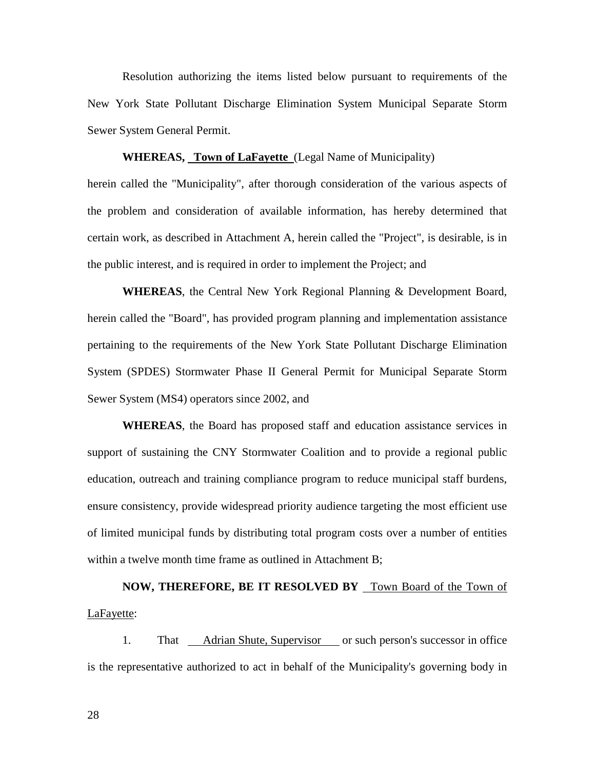Resolution authorizing the items listed below pursuant to requirements of the New York State Pollutant Discharge Elimination System Municipal Separate Storm Sewer System General Permit.

**WHEREAS, Town of LaFayette** (Legal Name of Municipality) herein called the "Municipality", after thorough consideration of the various aspects of the problem and consideration of available information, has hereby determined that certain work, as described in Attachment A, herein called the "Project", is desirable, is in the public interest, and is required in order to implement the Project; and

**WHEREAS**, the Central New York Regional Planning & Development Board, herein called the "Board", has provided program planning and implementation assistance pertaining to the requirements of the New York State Pollutant Discharge Elimination System (SPDES) Stormwater Phase II General Permit for Municipal Separate Storm Sewer System (MS4) operators since 2002, and

**WHEREAS**, the Board has proposed staff and education assistance services in support of sustaining the CNY Stormwater Coalition and to provide a regional public education, outreach and training compliance program to reduce municipal staff burdens, ensure consistency, provide widespread priority audience targeting the most efficient use of limited municipal funds by distributing total program costs over a number of entities within a twelve month time frame as outlined in Attachment B;

**NOW, THEREFORE, BE IT RESOLVED BY** Town Board of the Town of LaFayette:

1. That Adrian Shute, Supervisor or such person's successor in office is the representative authorized to act in behalf of the Municipality's governing body in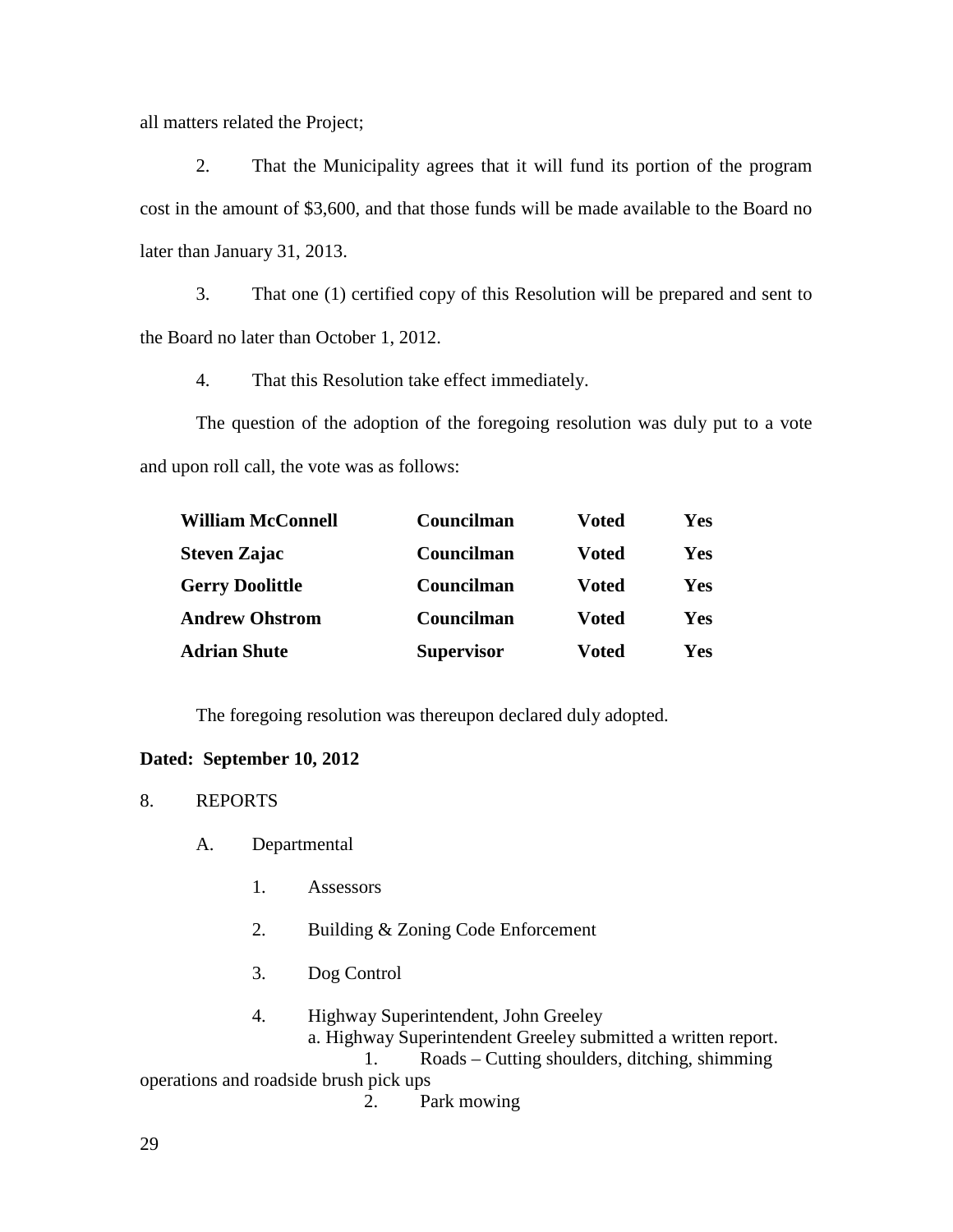all matters related the Project;

2. That the Municipality agrees that it will fund its portion of the program cost in the amount of $3,600, and that those funds will be made available to the Board no later than January 31, 2013.

3. That one (1) certified copy of this Resolution will be prepared and sent to the Board no later than October 1, 2012.

4. That this Resolution take effect immediately.

The question of the adoption of the foregoing resolution was duly put to a vote and upon roll call, the vote was as follows:

| | | | |
|---|---|---|---|
| **William McConnell** | **Councilman** | **Voted** | **Yes** |
| **Steven Zajac** | **Councilman** | **Voted** | **Yes** |
| **Gerry Doolittle** | **Councilman** | **Voted** | **Yes** |
| **Andrew Ohstrom** | **Councilman** | **Voted** | **Yes** |
| **Adrian Shute** | **Supervisor** | **Voted** | **Yes** |

The foregoing resolution was thereupon declared duly adopted.

**Dated: September 10, 2012**

8. REPORTS

A. Departmental

1. Assessors

2. Building & Zoning Code Enforcement

3. Dog Control

4. Highway Superintendent, John Greeley
   a. Highway Superintendent Greeley submitted a written report.
      1. Roads – Cutting shoulders, ditching, shimming operations and roadside brush pick ups
      2. Park mowing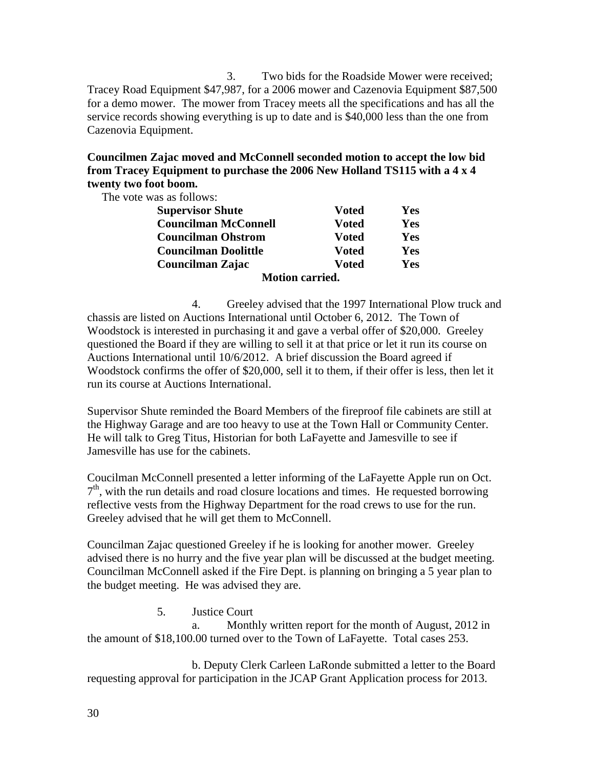3. Two bids for the Roadside Mower were received; Tracey Road Equipment $47,987, for a 2006 mower and Cazenovia Equipment $87,500 for a demo mower. The mower from Tracey meets all the specifications and has all the service records showing everything is up to date and is $40,000 less than the one from Cazenovia Equipment.

**Councilmen Zajac moved and McConnell seconded motion to accept the low bid from Tracey Equipment to purchase the 2006 New Holland TS115 with a 4 x 4 twenty two foot boom.**

The vote was as follows:

| | | |
|---|---|---|
| **Supervisor Shute** | **Voted** | **Yes** |
| **Councilman McConnell** | **Voted** | **Yes** |
| **Councilman Ohstrom** | **Voted** | **Yes** |
| **Councilman Doolittle** | **Voted** | **Yes** |
| **Councilman Zajac** | **Voted** | **Yes** |

**Motion carried.**

4. Greeley advised that the 1997 International Plow truck and chassis are listed on Auctions International until October 6, 2012. The Town of Woodstock is interested in purchasing it and gave a verbal offer of $20,000. Greeley questioned the Board if they are willing to sell it at that price or let it run its course on Auctions International until 10/6/2012. A brief discussion the Board agreed if Woodstock confirms the offer of $20,000, sell it to them, if their offer is less, then let it run its course at Auctions International.

Supervisor Shute reminded the Board Members of the fireproof file cabinets are still at the Highway Garage and are too heavy to use at the Town Hall or Community Center. He will talk to Greg Titus, Historian for both LaFayette and Jamesville to see if Jamesville has use for the cabinets.

Coucilman McConnell presented a letter informing of the LaFayette Apple run on Oct. 7th, with the run details and road closure locations and times. He requested borrowing reflective vests from the Highway Department for the road crews to use for the run. Greeley advised that he will get them to McConnell.

Councilman Zajac questioned Greeley if he is looking for another mower. Greeley advised there is no hurry and the five year plan will be discussed at the budget meeting. Councilman McConnell asked if the Fire Dept. is planning on bringing a 5 year plan to the budget meeting. He was advised they are.

5. Justice Court

a. Monthly written report for the month of August, 2012 in the amount of $18,100.00 turned over to the Town of LaFayette. Total cases 253.

b. Deputy Clerk Carleen LaRonde submitted a letter to the Board requesting approval for participation in the JCAP Grant Application process for 2013.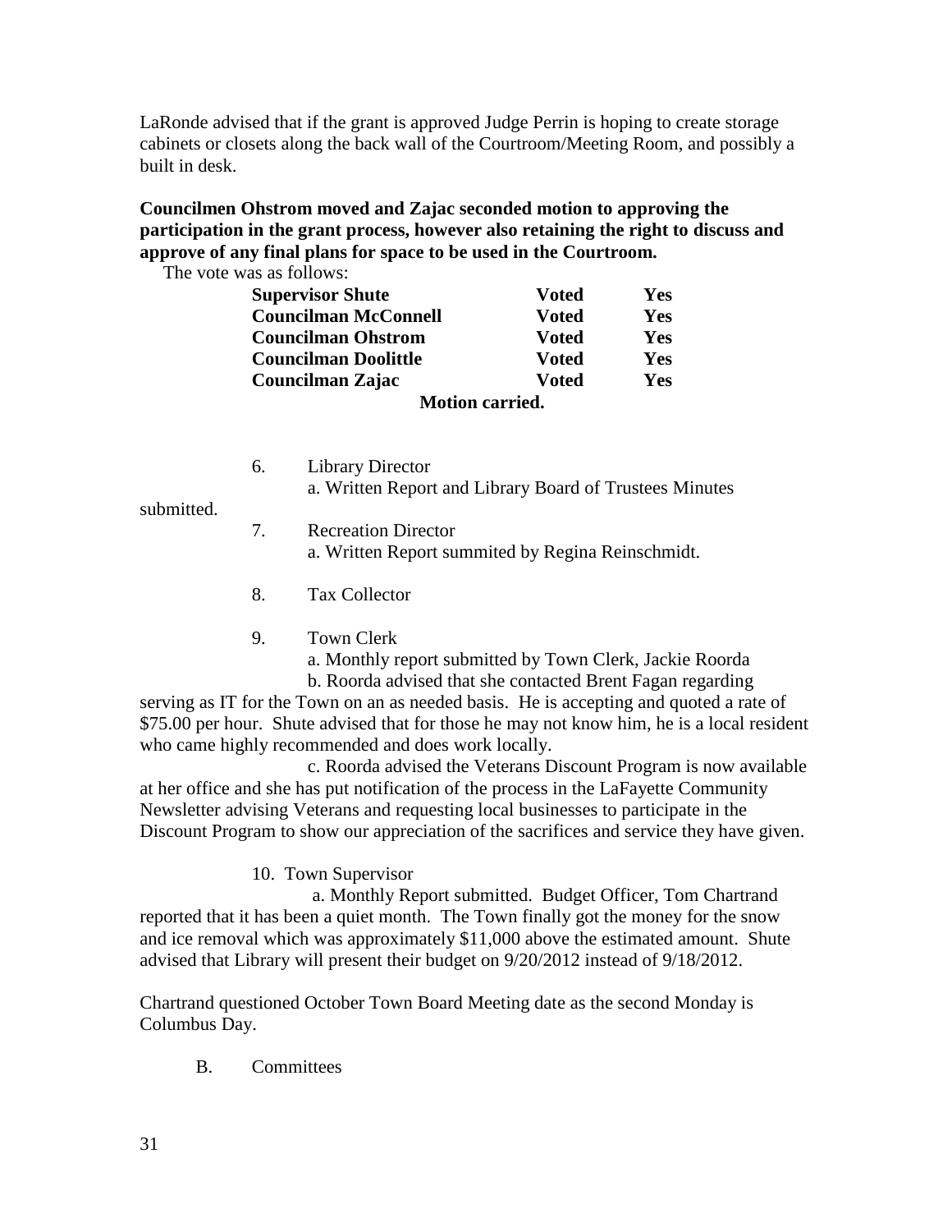LaRonde advised that if the grant is approved Judge Perrin is hoping to create storage cabinets or closets along the back wall of the Courtroom/Meeting Room, and possibly a built in desk.

**Councilmen Ohstrom moved and Zajac seconded motion to approving the participation in the grant process, however also retaining the right to discuss and approve of any final plans for space to be used in the Courtroom.**

The vote was as follows:

| | | |
|---|---|---|
| **Supervisor Shute** | **Voted** | **Yes** |
| **Councilman McConnell** | **Voted** | **Yes** |
| **Councilman Ohstrom** | **Voted** | **Yes** |
| **Councilman Doolittle** | **Voted** | **Yes** |
| **Councilman Zajac** | **Voted** | **Yes** |

**Motion carried.**

6. Library Director
   a. Written Report and Library Board of Trustees Minutes submitted.
7. Recreation Director
   a. Written Report summited by Regina Reinschmidt.
8. Tax Collector
9. Town Clerk
   a. Monthly report submitted by Town Clerk, Jackie Roorda
   b. Roorda advised that she contacted Brent Fagan regarding serving as IT for the Town on an as needed basis. He is accepting and quoted a rate of $75.00 per hour. Shute advised that for those he may not know him, he is a local resident who came highly recommended and does work locally.
   c. Roorda advised the Veterans Discount Program is now available at her office and she has put notification of the process in the LaFayette Community Newsletter advising Veterans and requesting local businesses to participate in the Discount Program to show our appreciation of the sacrifices and service they have given.
10. Town Supervisor
    a. Monthly Report submitted. Budget Officer, Tom Chartrand reported that it has been a quiet month. The Town finally got the money for the snow and ice removal which was approximately $11,000 above the estimated amount. Shute advised that Library will present their budget on 9/20/2012 instead of 9/18/2012.

Chartrand questioned October Town Board Meeting date as the second Monday is Columbus Day.

B. Committees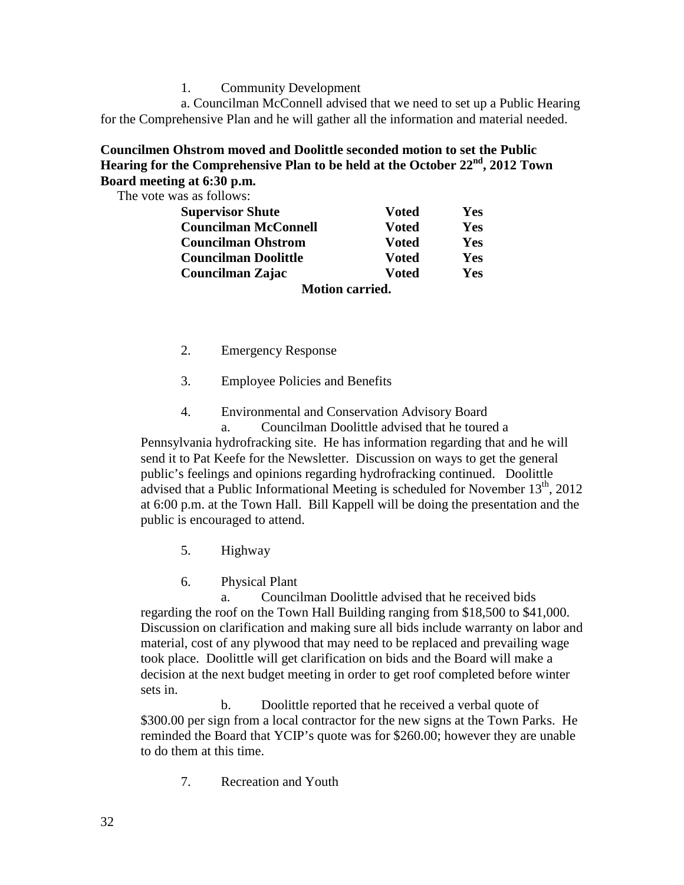1. Community Development

a. Councilman McConnell advised that we need to set up a Public Hearing for the Comprehensive Plan and he will gather all the information and material needed.

**Councilmen Ohstrom moved and Doolittle seconded motion to set the Public Hearing for the Comprehensive Plan to be held at the October 22nd, 2012 Town Board meeting at 6:30 p.m.**

The vote was as follows:

| | | |
|---|---|---|
| **Supervisor Shute** | **Voted** | **Yes** |
| **Councilman McConnell** | **Voted** | **Yes** |
| **Councilman Ohstrom** | **Voted** | **Yes** |
| **Councilman Doolittle** | **Voted** | **Yes** |
| **Councilman Zajac** | **Voted** | **Yes** |

**Motion carried.**

2. Emergency Response

3. Employee Policies and Benefits

4. Environmental and Conservation Advisory Board

a. Councilman Doolittle advised that he toured a Pennsylvania hydrofracking site. He has information regarding that and he will send it to Pat Keefe for the Newsletter. Discussion on ways to get the general public's feelings and opinions regarding hydrofracking continued. Doolittle advised that a Public Informational Meeting is scheduled for November 13th, 2012 at 6:00 p.m. at the Town Hall. Bill Kappell will be doing the presentation and the public is encouraged to attend.

5. Highway

6. Physical Plant

a. Councilman Doolittle advised that he received bids regarding the roof on the Town Hall Building ranging from $18,500 to $41,000. Discussion on clarification and making sure all bids include warranty on labor and material, cost of any plywood that may need to be replaced and prevailing wage took place. Doolittle will get clarification on bids and the Board will make a decision at the next budget meeting in order to get roof completed before winter sets in.

b. Doolittle reported that he received a verbal quote of $300.00 per sign from a local contractor for the new signs at the Town Parks. He reminded the Board that YCIP's quote was for $260.00; however they are unable to do them at this time.

7. Recreation and Youth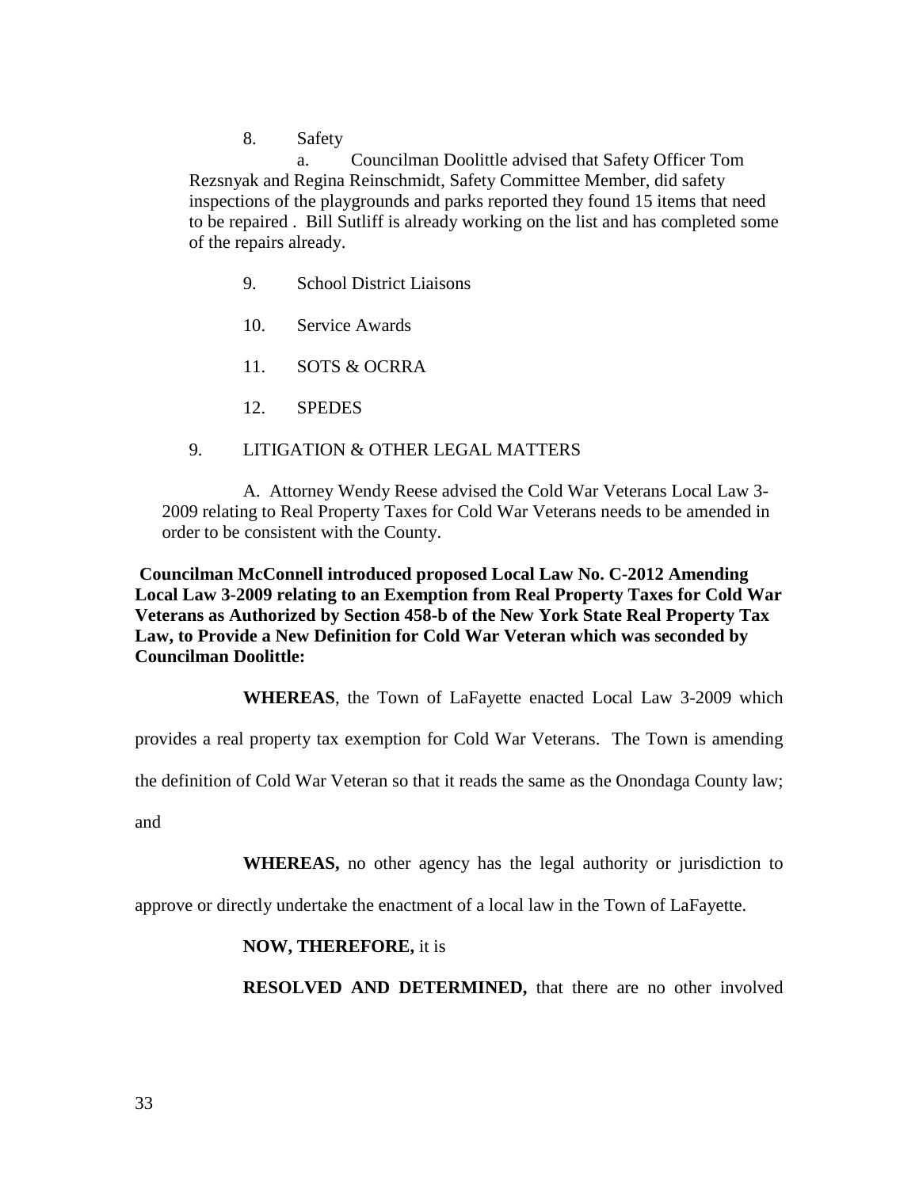8. Safety

a. Councilman Doolittle advised that Safety Officer Tom Rezsnyak and Regina Reinschmidt, Safety Committee Member, did safety inspections of the playgrounds and parks reported they found 15 items that need to be repaired . Bill Sutliff is already working on the list and has completed some of the repairs already.

9. School District Liaisons

10. Service Awards

11. SOTS & OCRRA

12. SPEDES

9. LITIGATION & OTHER LEGAL MATTERS

A. Attorney Wendy Reese advised the Cold War Veterans Local Law 3-2009 relating to Real Property Taxes for Cold War Veterans needs to be amended in order to be consistent with the County.

**Councilman McConnell introduced proposed Local Law No. C-2012 Amending Local Law 3-2009 relating to an Exemption from Real Property Taxes for Cold War Veterans as Authorized by Section 458-b of the New York State Real Property Tax Law, to Provide a New Definition for Cold War Veteran which was seconded by Councilman Doolittle:**

**WHEREAS**, the Town of LaFayette enacted Local Law 3-2009 which provides a real property tax exemption for Cold War Veterans. The Town is amending the definition of Cold War Veteran so that it reads the same as the Onondaga County law; and

**WHEREAS,** no other agency has the legal authority or jurisdiction to approve or directly undertake the enactment of a local law in the Town of LaFayette.

**NOW, THEREFORE,** it is

**RESOLVED AND DETERMINED,** that there are no other involved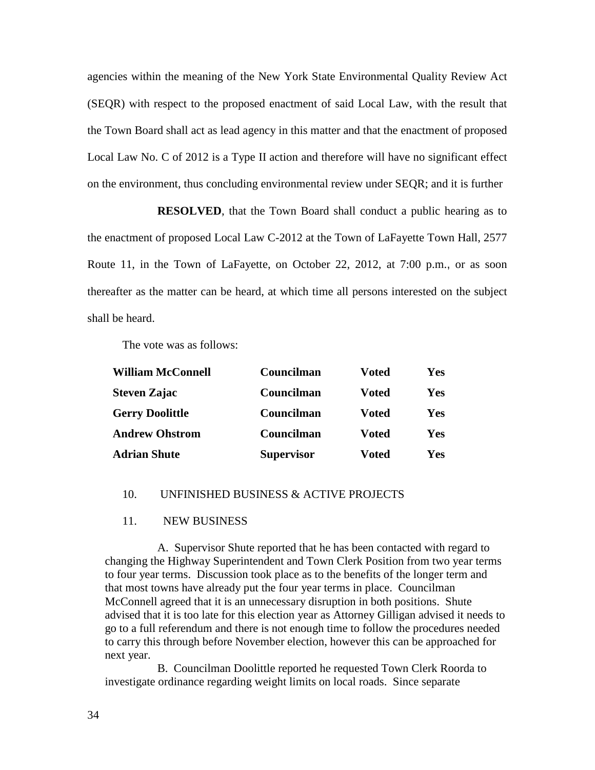agencies within the meaning of the New York State Environmental Quality Review Act (SEQR) with respect to the proposed enactment of said Local Law, with the result that the Town Board shall act as lead agency in this matter and that the enactment of proposed Local Law No. C of 2012 is a Type II action and therefore will have no significant effect on the environment, thus concluding environmental review under SEQR; and it is further

**RESOLVED**, that the Town Board shall conduct a public hearing as to the enactment of proposed Local Law C-2012 at the Town of LaFayette Town Hall, 2577 Route 11, in the Town of LaFayette, on October 22, 2012, at 7:00 p.m., or as soon thereafter as the matter can be heard, at which time all persons interested on the subject shall be heard.

The vote was as follows:

| | | | |
|---|---|---|---|
| **William McConnell** | **Councilman** | **Voted** | **Yes** |
| **Steven Zajac** | **Councilman** | **Voted** | **Yes** |
| **Gerry Doolittle** | **Councilman** | **Voted** | **Yes** |
| **Andrew Ohstrom** | **Councilman** | **Voted** | **Yes** |
| **Adrian Shute** | **Supervisor** | **Voted** | **Yes** |

10. UNFINISHED BUSINESS & ACTIVE PROJECTS

11. NEW BUSINESS

A. Supervisor Shute reported that he has been contacted with regard to changing the Highway Superintendent and Town Clerk Position from two year terms to four year terms. Discussion took place as to the benefits of the longer term and that most towns have already put the four year terms in place. Councilman McConnell agreed that it is an unnecessary disruption in both positions. Shute advised that it is too late for this election year as Attorney Gilligan advised it needs to go to a full referendum and there is not enough time to follow the procedures needed to carry this through before November election, however this can be approached for next year.

B. Councilman Doolittle reported he requested Town Clerk Roorda to investigate ordinance regarding weight limits on local roads. Since separate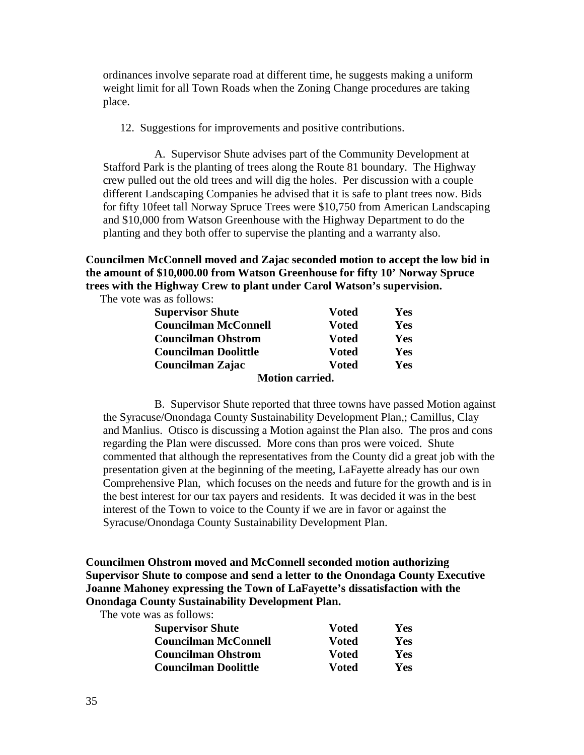ordinances involve separate road at different time, he suggests making a uniform weight limit for all Town Roads when the Zoning Change procedures are taking place.

12. Suggestions for improvements and positive contributions.

A. Supervisor Shute advises part of the Community Development at Stafford Park is the planting of trees along the Route 81 boundary. The Highway crew pulled out the old trees and will dig the holes. Per discussion with a couple different Landscaping Companies he advised that it is safe to plant trees now. Bids for fifty 10feet tall Norway Spruce Trees were $10,750 from American Landscaping and $10,000 from Watson Greenhouse with the Highway Department to do the planting and they both offer to supervise the planting and a warranty also.

**Councilmen McConnell moved and Zajac seconded motion to accept the low bid in the amount of $10,000.00 from Watson Greenhouse for fifty 10' Norway Spruce trees with the Highway Crew to plant under Carol Watson's supervision.**

The vote was as follows:

| | | |
|---|---|---|
| **Supervisor Shute** | **Voted** | **Yes** |
| **Councilman McConnell** | **Voted** | **Yes** |
| **Councilman Ohstrom** | **Voted** | **Yes** |
| **Councilman Doolittle** | **Voted** | **Yes** |
| **Councilman Zajac** | **Voted** | **Yes** |

**Motion carried.**

B. Supervisor Shute reported that three towns have passed Motion against the Syracuse/Onondaga County Sustainability Development Plan,; Camillus, Clay and Manlius. Otisco is discussing a Motion against the Plan also. The pros and cons regarding the Plan were discussed. More cons than pros were voiced. Shute commented that although the representatives from the County did a great job with the presentation given at the beginning of the meeting, LaFayette already has our own Comprehensive Plan, which focuses on the needs and future for the growth and is in the best interest for our tax payers and residents. It was decided it was in the best interest of the Town to voice to the County if we are in favor or against the Syracuse/Onondaga County Sustainability Development Plan.

**Councilmen Ohstrom moved and McConnell seconded motion authorizing Supervisor Shute to compose and send a letter to the Onondaga County Executive Joanne Mahoney expressing the Town of LaFayette's dissatisfaction with the Onondaga County Sustainability Development Plan.**

The vote was as follows:

| | | |
|---|---|---|
| **Supervisor Shute** | **Voted** | **Yes** |
| **Councilman McConnell** | **Voted** | **Yes** |
| **Councilman Ohstrom** | **Voted** | **Yes** |
| **Councilman Doolittle** | **Voted** | **Yes** |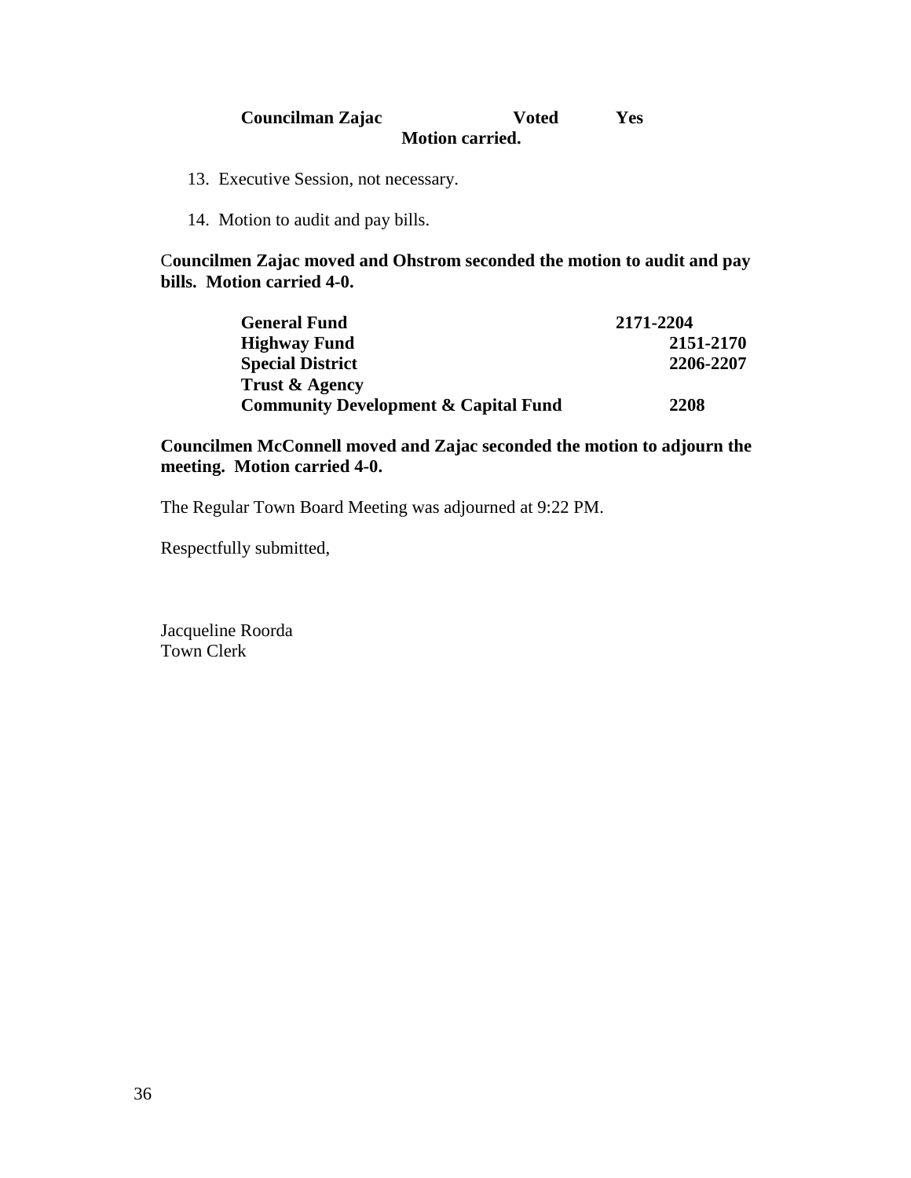**Councilman Zajac Voted Yes**

**Motion carried.**

13. Executive Session, not necessary.

14. Motion to audit and pay bills.

C**ouncilmen Zajac moved and Ohstrom seconded the motion to audit and pay bills. Motion carried 4-0.**

| | |
|---|---|
| **General Fund** | **2171-2204** |
| **Highway Fund** | **2151-2170** |
| **Special District** | **2206-2207** |
| **Trust & Agency** | |
| **Community Development & Capital Fund** | **2208** |

**Councilmen McConnell moved and Zajac seconded the motion to adjourn the meeting. Motion carried 4-0.**

The Regular Town Board Meeting was adjourned at 9:22 PM.

Respectfully submitted,

Jacqueline Roorda
Town Clerk